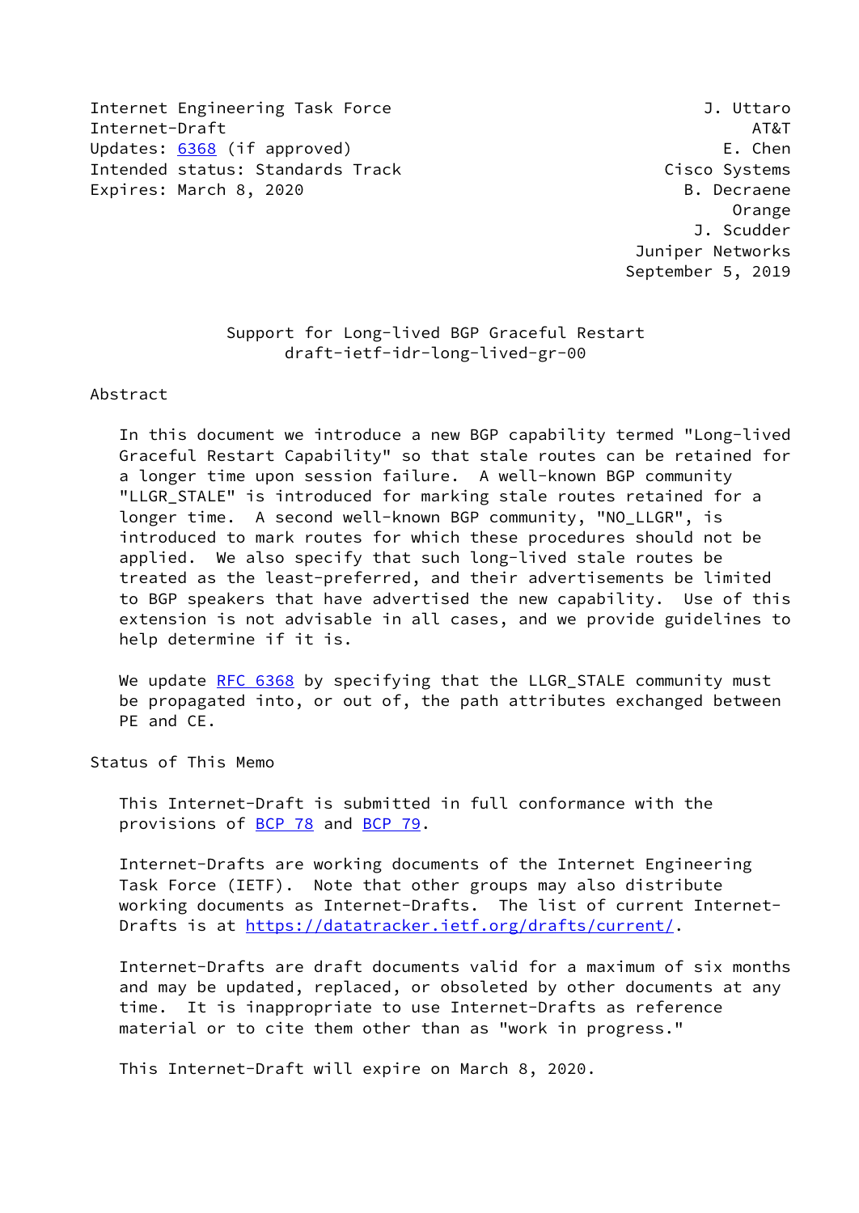Internet Engineering Task Force | J. Uttaro
Internet-Draft | AT&T
Updates: 6368 (if approved) | E. Chen
Intended status: Standards Track | Cisco Systems
Expires: March 8, 2020 | B. Decraene
 | Orange
 | J. Scudder
 | Juniper Networks
 | September 5, 2019

# Support for Long-lived BGP Graceful Restart
## draft-ietf-idr-long-lived-gr-00

## Abstract

In this document we introduce a new BGP capability termed "Long-lived Graceful Restart Capability" so that stale routes can be retained for a longer time upon session failure. A well-known BGP community "LLGR_STALE" is introduced for marking stale routes retained for a longer time. A second well-known BGP community, "NO_LLGR", is introduced to mark routes for which these procedures should not be applied. We also specify that such long-lived stale routes be treated as the least-preferred, and their advertisements be limited to BGP speakers that have advertised the new capability. Use of this extension is not advisable in all cases, and we provide guidelines to help determine if it is.

We update RFC 6368 by specifying that the LLGR_STALE community must be propagated into, or out of, the path attributes exchanged between PE and CE.

## Status of This Memo

This Internet-Draft is submitted in full conformance with the provisions of BCP 78 and BCP 79.

Internet-Drafts are working documents of the Internet Engineering Task Force (IETF). Note that other groups may also distribute working documents as Internet-Drafts. The list of current Internet-Drafts is at https://datatracker.ietf.org/drafts/current/.

Internet-Drafts are draft documents valid for a maximum of six months and may be updated, replaced, or obsoleted by other documents at any time. It is inappropriate to use Internet-Drafts as reference material or to cite them other than as "work in progress."

This Internet-Draft will expire on March 8, 2020.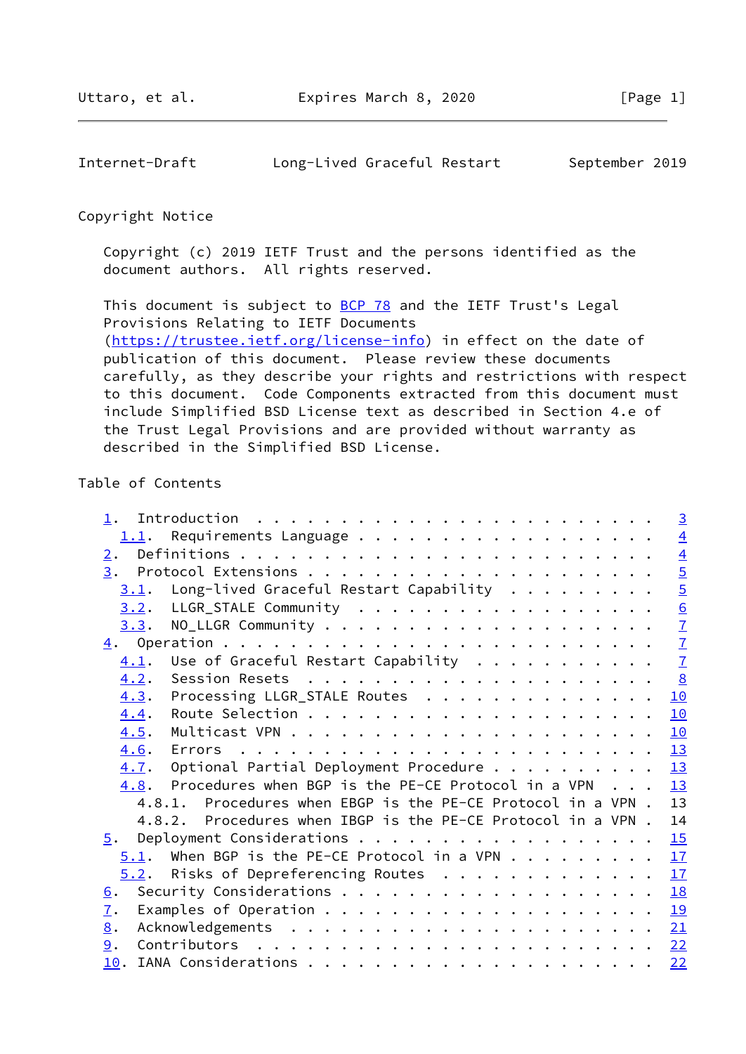Copyright Notice

Copyright (c) 2019 IETF Trust and the persons identified as the document authors. All rights reserved.

This document is subject to BCP 78 and the IETF Trust's Legal Provisions Relating to IETF Documents (https://trustee.ietf.org/license-info) in effect on the date of publication of this document. Please review these documents carefully, as they describe your rights and restrictions with respect to this document. Code Components extracted from this document must include Simplified BSD License text as described in Section 4.e of the Trust Legal Provisions and are provided without warranty as described in the Simplified BSD License.

Table of Contents

```
   1.  Introduction . . . . . . . . . . . . . . . . . . . . . . . .   3
     1.1.  Requirements Language . . . . . . . . . . . . . . . . . .   4
   2.  Definitions . . . . . . . . . . . . . . . . . . . . . . . . .   4
   3.  Protocol Extensions . . . . . . . . . . . . . . . . . . . . .   5
     3.1.  Long-lived Graceful Restart Capability  . . . . . . . . .   5
     3.2.  LLGR_STALE Community  . . . . . . . . . . . . . . . . . .   6
     3.3.  NO_LLGR Community . . . . . . . . . . . . . . . . . . . .   7
   4.  Operation . . . . . . . . . . . . . . . . . . . . . . . . . .   7
     4.1.  Use of Graceful Restart Capability  . . . . . . . . . . .   7
     4.2.  Session Resets  . . . . . . . . . . . . . . . . . . . . .   8
     4.3.  Processing LLGR_STALE Routes  . . . . . . . . . . . . . .  10
     4.4.  Route Selection . . . . . . . . . . . . . . . . . . . . .  10
     4.5.  Multicast VPN . . . . . . . . . . . . . . . . . . . . . .  10
     4.6.  Errors  . . . . . . . . . . . . . . . . . . . . . . . . .  13
     4.7.  Optional Partial Deployment Procedure . . . . . . . . . .  13
     4.8.  Procedures when BGP is the PE-CE Protocol in a VPN  . . .  13
       4.8.1.  Procedures when EBGP is the PE-CE Protocol in a VPN .  13
       4.8.2.  Procedures when IBGP is the PE-CE Protocol in a VPN .  14
   5.  Deployment Considerations . . . . . . . . . . . . . . . . . .  15
     5.1.  When BGP is the PE-CE Protocol in a VPN . . . . . . . . .  17
     5.2.  Risks of Depreferencing Routes  . . . . . . . . . . . . .  17
   6.  Security Considerations . . . . . . . . . . . . . . . . . . .  18
   7.  Examples of Operation . . . . . . . . . . . . . . . . . . . .  19
   8.  Acknowledgements  . . . . . . . . . . . . . . . . . . . . . .  21
   9.  Contributors  . . . . . . . . . . . . . . . . . . . . . . . .  22
   10. IANA Considerations . . . . . . . . . . . . . . . . . . . . .  22
```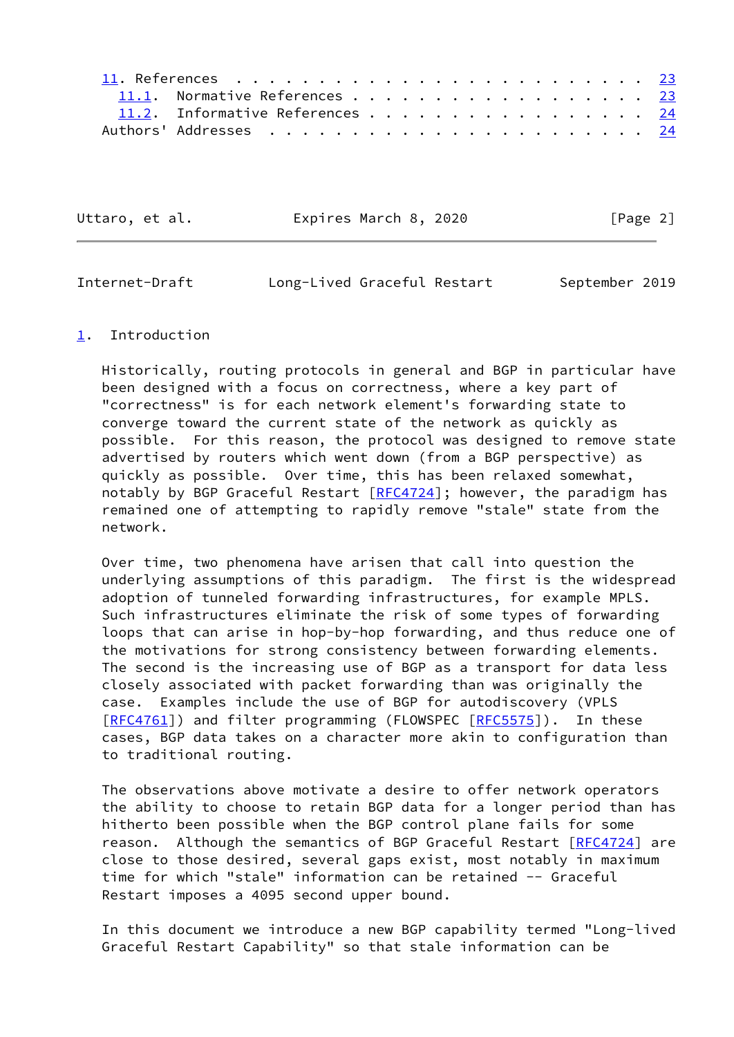11. References . . . . . . . . . . . . . . . . . . . . . . . . . 23
   11.1. Normative References . . . . . . . . . . . . . . . . . . 23
   11.2. Informative References . . . . . . . . . . . . . . . . . 24
Authors' Addresses . . . . . . . . . . . . . . . . . . . . . . . 24

## 1. Introduction

Historically, routing protocols in general and BGP in particular have been designed with a focus on correctness, where a key part of "correctness" is for each network element's forwarding state to converge toward the current state of the network as quickly as possible. For this reason, the protocol was designed to remove state advertised by routers which went down (from a BGP perspective) as quickly as possible. Over time, this has been relaxed somewhat, notably by BGP Graceful Restart [RFC4724]; however, the paradigm has remained one of attempting to rapidly remove "stale" state from the network.

Over time, two phenomena have arisen that call into question the underlying assumptions of this paradigm. The first is the widespread adoption of tunneled forwarding infrastructures, for example MPLS. Such infrastructures eliminate the risk of some types of forwarding loops that can arise in hop-by-hop forwarding, and thus reduce one of the motivations for strong consistency between forwarding elements. The second is the increasing use of BGP as a transport for data less closely associated with packet forwarding than was originally the case. Examples include the use of BGP for autodiscovery (VPLS [RFC4761]) and filter programming (FLOWSPEC [RFC5575]). In these cases, BGP data takes on a character more akin to configuration than to traditional routing.

The observations above motivate a desire to offer network operators the ability to choose to retain BGP data for a longer period than has hitherto been possible when the BGP control plane fails for some reason. Although the semantics of BGP Graceful Restart [RFC4724] are close to those desired, several gaps exist, most notably in maximum time for which "stale" information can be retained -- Graceful Restart imposes a 4095 second upper bound.

In this document we introduce a new BGP capability termed "Long-lived Graceful Restart Capability" so that stale information can be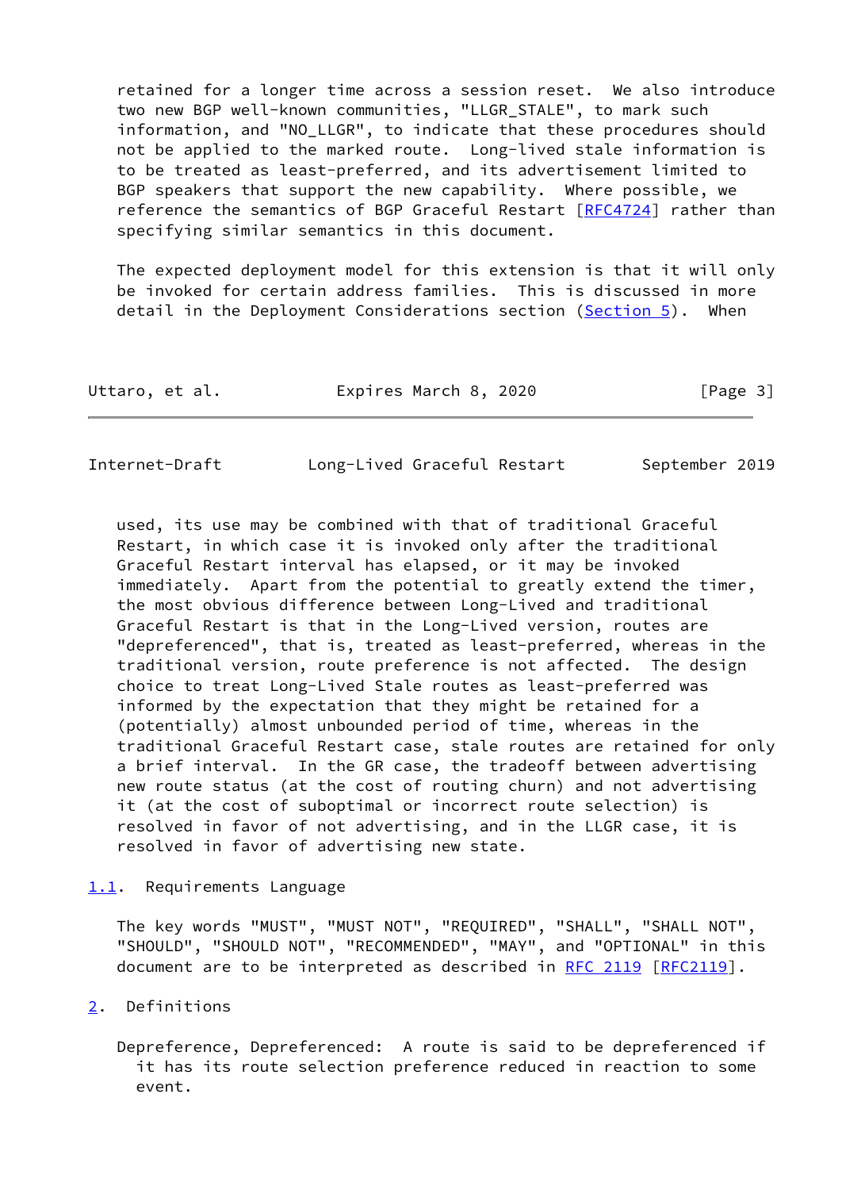retained for a longer time across a session reset. We also introduce two new BGP well-known communities, "LLGR_STALE", to mark such information, and "NO_LLGR", to indicate that these procedures should not be applied to the marked route. Long-lived stale information is to be treated as least-preferred, and its advertisement limited to BGP speakers that support the new capability. Where possible, we reference the semantics of BGP Graceful Restart [RFC4724] rather than specifying similar semantics in this document.

The expected deployment model for this extension is that it will only be invoked for certain address families. This is discussed in more detail in the Deployment Considerations section (Section 5). When used, its use may be combined with that of traditional Graceful Restart, in which case it is invoked only after the traditional Graceful Restart interval has elapsed, or it may be invoked immediately. Apart from the potential to greatly extend the timer, the most obvious difference between Long-Lived and traditional Graceful Restart is that in the Long-Lived version, routes are "depreferenced", that is, treated as least-preferred, whereas in the traditional version, route preference is not affected. The design choice to treat Long-Lived Stale routes as least-preferred was informed by the expectation that they might be retained for a (potentially) almost unbounded period of time, whereas in the traditional Graceful Restart case, stale routes are retained for only a brief interval. In the GR case, the tradeoff between advertising new route status (at the cost of routing churn) and not advertising it (at the cost of suboptimal or incorrect route selection) is resolved in favor of not advertising, and in the LLGR case, it is resolved in favor of advertising new state.

### 1.1. Requirements Language

The key words "MUST", "MUST NOT", "REQUIRED", "SHALL", "SHALL NOT", "SHOULD", "SHOULD NOT", "RECOMMENDED", "MAY", and "OPTIONAL" in this document are to be interpreted as described in RFC 2119 [RFC2119].

## 2. Definitions

Depreference, Depreferenced: A route is said to be depreferenced if it has its route selection preference reduced in reaction to some event.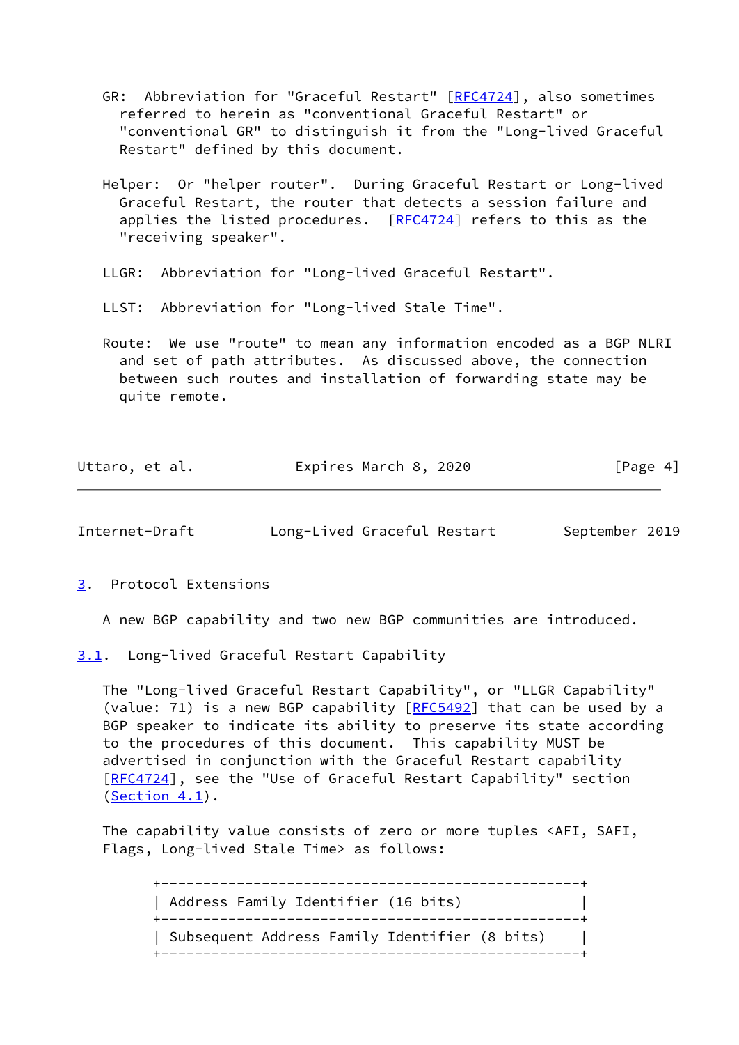GR: Abbreviation for "Graceful Restart" [RFC4724], also sometimes referred to herein as "conventional Graceful Restart" or "conventional GR" to distinguish it from the "Long-lived Graceful Restart" defined by this document.

Helper: Or "helper router". During Graceful Restart or Long-lived Graceful Restart, the router that detects a session failure and applies the listed procedures. [RFC4724] refers to this as the "receiving speaker".

LLGR: Abbreviation for "Long-lived Graceful Restart".

LLST: Abbreviation for "Long-lived Stale Time".

Route: We use "route" to mean any information encoded as a BGP NLRI and set of path attributes. As discussed above, the connection between such routes and installation of forwarding state may be quite remote.

## 3. Protocol Extensions

A new BGP capability and two new BGP communities are introduced.

### 3.1. Long-lived Graceful Restart Capability

The "Long-lived Graceful Restart Capability", or "LLGR Capability" (value: 71) is a new BGP capability [RFC5492] that can be used by a BGP speaker to indicate its ability to preserve its state according to the procedures of this document. This capability MUST be advertised in conjunction with the Graceful Restart capability [RFC4724], see the "Use of Graceful Restart Capability" section (Section 4.1).

The capability value consists of zero or more tuples <AFI, SAFI, Flags, Long-lived Stale Time> as follows:

```
+--------------------------------------------------+
| Address Family Identifier (16 bits)              |
+--------------------------------------------------+
| Subsequent Address Family Identifier (8 bits)    |
+--------------------------------------------------+
```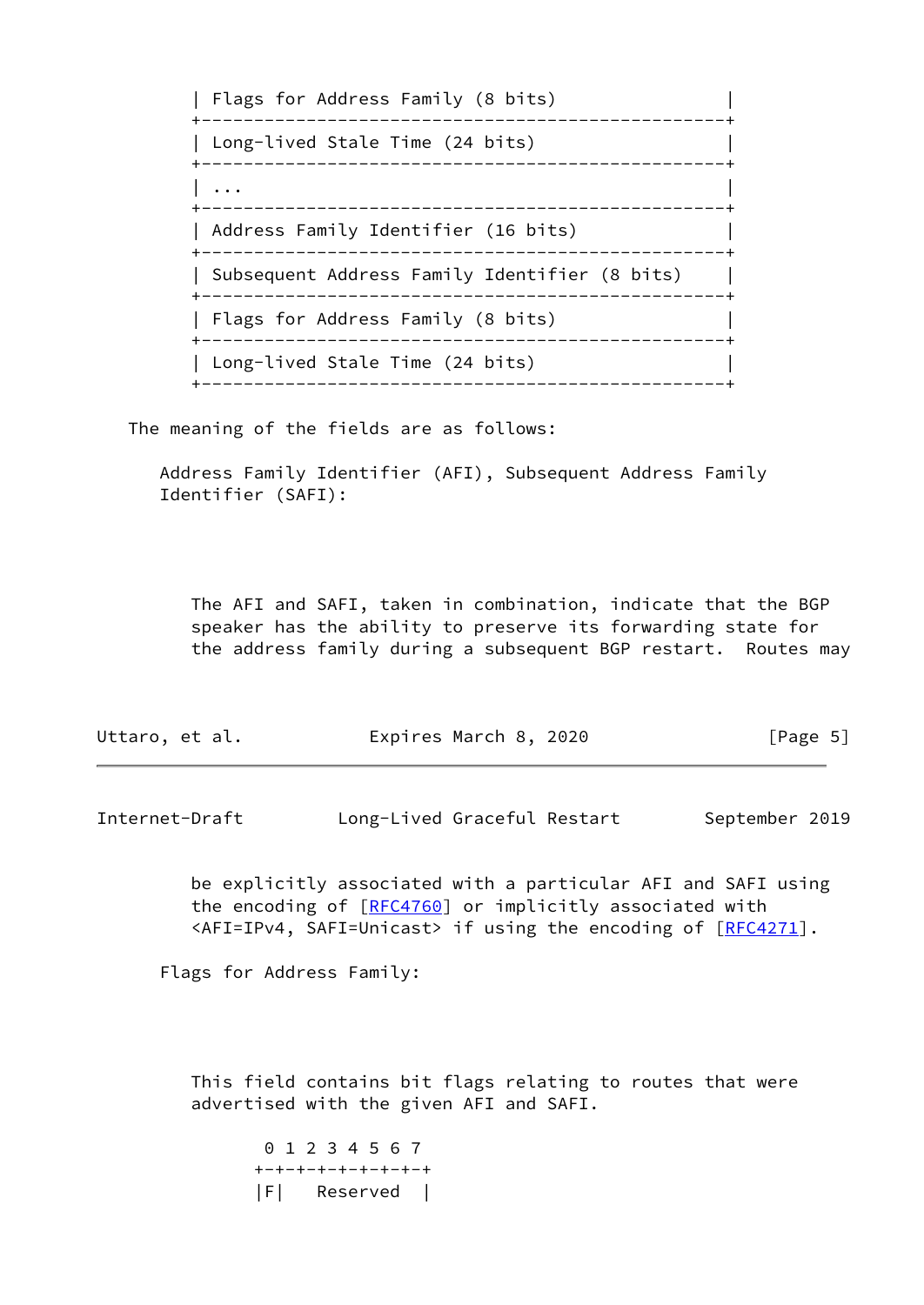```
      | Flags for Address Family (8 bits)                |
      +--------------------------------------------------+
      | Long-lived Stale Time (24 bits)                  |
      +--------------------------------------------------+
      | ...                                              |
      +--------------------------------------------------+
      | Address Family Identifier (16 bits)              |
      +--------------------------------------------------+
      | Subsequent Address Family Identifier (8 bits)    |
      +--------------------------------------------------+
      | Flags for Address Family (8 bits)                |
      +--------------------------------------------------+
      | Long-lived Stale Time (24 bits)                  |
      +--------------------------------------------------+
```

The meaning of the fields are as follows:

Address Family Identifier (AFI), Subsequent Address Family Identifier (SAFI):

The AFI and SAFI, taken in combination, indicate that the BGP speaker has the ability to preserve its forwarding state for the address family during a subsequent BGP restart. Routes may be explicitly associated with a particular AFI and SAFI using the encoding of [RFC4760] or implicitly associated with <AFI=IPv4, SAFI=Unicast> if using the encoding of [RFC4271].

Flags for Address Family:

This field contains bit flags relating to routes that were advertised with the given AFI and SAFI.

```
 0 1 2 3 4 5 6 7
+-+-+-+-+-+-+-+-+
|F|   Reserved  |
```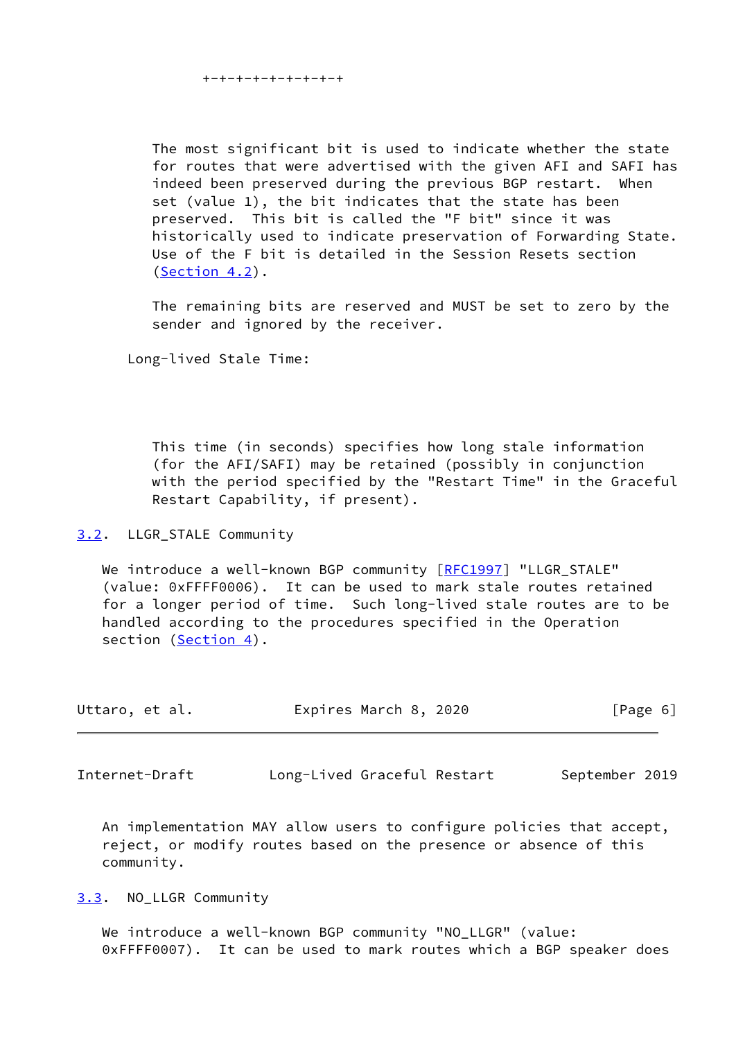```
+-+-+-+-+-+-+-+-+
```

The most significant bit is used to indicate whether the state for routes that were advertised with the given AFI and SAFI has indeed been preserved during the previous BGP restart. When set (value 1), the bit indicates that the state has been preserved. This bit is called the "F bit" since it was historically used to indicate preservation of Forwarding State. Use of the F bit is detailed in the Session Resets section (Section 4.2).

The remaining bits are reserved and MUST be set to zero by the sender and ignored by the receiver.

Long-lived Stale Time:

This time (in seconds) specifies how long stale information (for the AFI/SAFI) may be retained (possibly in conjunction with the period specified by the "Restart Time" in the Graceful Restart Capability, if present).

## 3.2. LLGR_STALE Community

We introduce a well-known BGP community [RFC1997] "LLGR_STALE" (value: 0xFFFF0006). It can be used to mark stale routes retained for a longer period of time. Such long-lived stale routes are to be handled according to the procedures specified in the Operation section (Section 4).

An implementation MAY allow users to configure policies that accept, reject, or modify routes based on the presence or absence of this community.

## 3.3. NO_LLGR Community

We introduce a well-known BGP community "NO_LLGR" (value: 0xFFFF0007). It can be used to mark routes which a BGP speaker does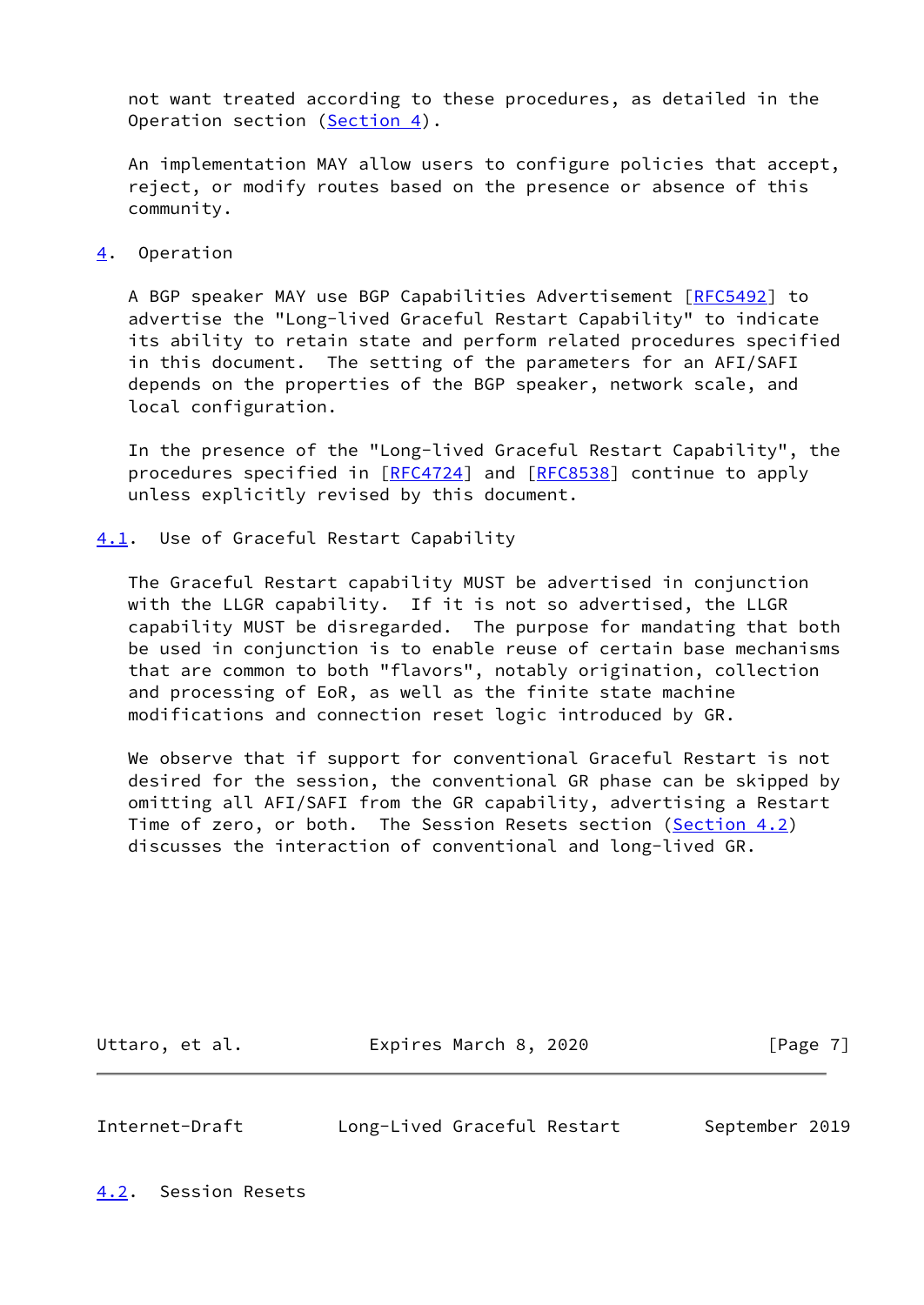not want treated according to these procedures, as detailed in the Operation section (Section 4).

An implementation MAY allow users to configure policies that accept, reject, or modify routes based on the presence or absence of this community.

## 4. Operation

A BGP speaker MAY use BGP Capabilities Advertisement [RFC5492] to advertise the "Long-lived Graceful Restart Capability" to indicate its ability to retain state and perform related procedures specified in this document. The setting of the parameters for an AFI/SAFI depends on the properties of the BGP speaker, network scale, and local configuration.

In the presence of the "Long-lived Graceful Restart Capability", the procedures specified in [RFC4724] and [RFC8538] continue to apply unless explicitly revised by this document.

### 4.1. Use of Graceful Restart Capability

The Graceful Restart capability MUST be advertised in conjunction with the LLGR capability. If it is not so advertised, the LLGR capability MUST be disregarded. The purpose for mandating that both be used in conjunction is to enable reuse of certain base mechanisms that are common to both "flavors", notably origination, collection and processing of EoR, as well as the finite state machine modifications and connection reset logic introduced by GR.

We observe that if support for conventional Graceful Restart is not desired for the session, the conventional GR phase can be skipped by omitting all AFI/SAFI from the GR capability, advertising a Restart Time of zero, or both. The Session Resets section (Section 4.2) discusses the interaction of conventional and long-lived GR.

### 4.2. Session Resets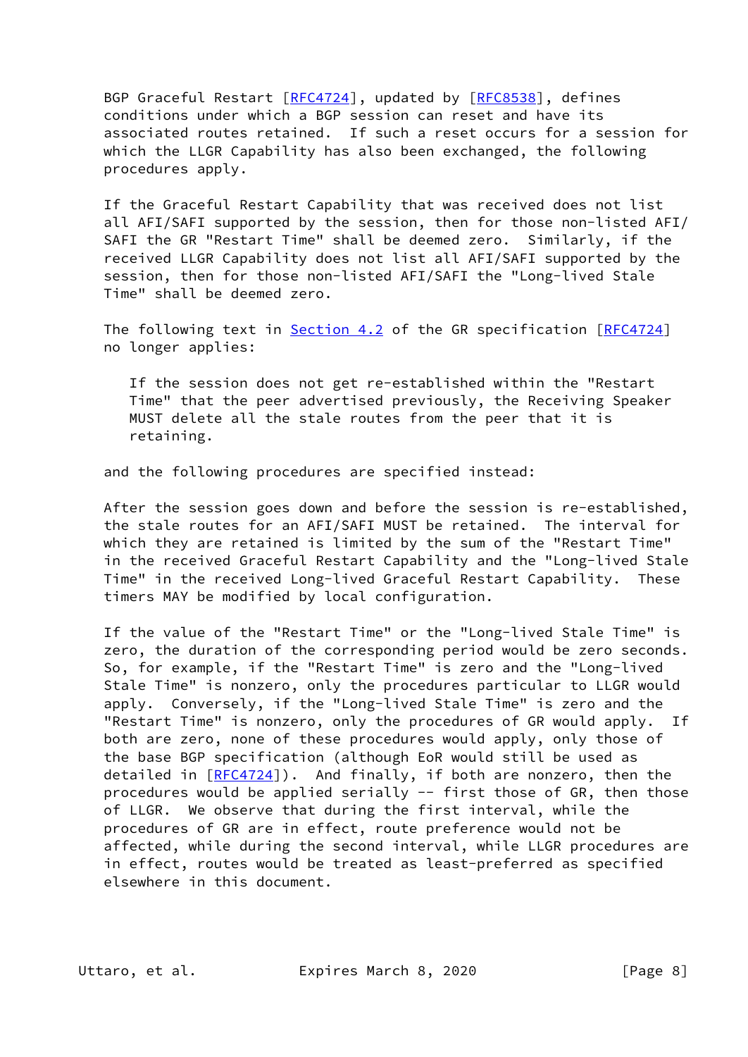BGP Graceful Restart [RFC4724], updated by [RFC8538], defines conditions under which a BGP session can reset and have its associated routes retained. If such a reset occurs for a session for which the LLGR Capability has also been exchanged, the following procedures apply.

If the Graceful Restart Capability that was received does not list all AFI/SAFI supported by the session, then for those non-listed AFI/SAFI the GR "Restart Time" shall be deemed zero. Similarly, if the received LLGR Capability does not list all AFI/SAFI supported by the session, then for those non-listed AFI/SAFI the "Long-lived Stale Time" shall be deemed zero.

The following text in Section 4.2 of the GR specification [RFC4724] no longer applies:

> If the session does not get re-established within the "Restart Time" that the peer advertised previously, the Receiving Speaker MUST delete all the stale routes from the peer that it is retaining.

and the following procedures are specified instead:

After the session goes down and before the session is re-established, the stale routes for an AFI/SAFI MUST be retained. The interval for which they are retained is limited by the sum of the "Restart Time" in the received Graceful Restart Capability and the "Long-lived Stale Time" in the received Long-lived Graceful Restart Capability. These timers MAY be modified by local configuration.

If the value of the "Restart Time" or the "Long-lived Stale Time" is zero, the duration of the corresponding period would be zero seconds. So, for example, if the "Restart Time" is zero and the "Long-lived Stale Time" is nonzero, only the procedures particular to LLGR would apply. Conversely, if the "Long-lived Stale Time" is zero and the "Restart Time" is nonzero, only the procedures of GR would apply. If both are zero, none of these procedures would apply, only those of the base BGP specification (although EoR would still be used as detailed in [RFC4724]). And finally, if both are nonzero, then the procedures would be applied serially -- first those of GR, then those of LLGR. We observe that during the first interval, while the procedures of GR are in effect, route preference would not be affected, while during the second interval, while LLGR procedures are in effect, routes would be treated as least-preferred as specified elsewhere in this document.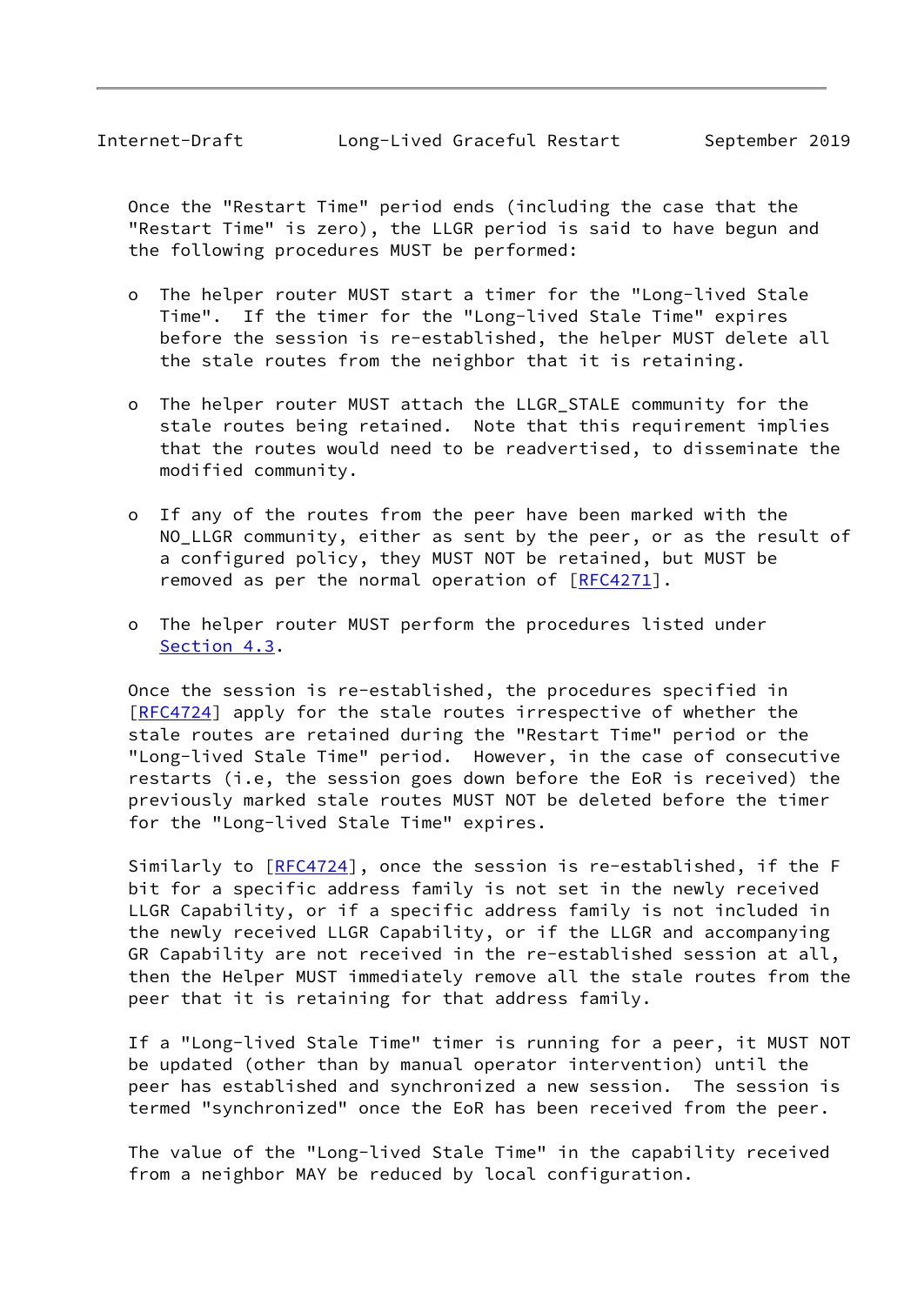Once the "Restart Time" period ends (including the case that the "Restart Time" is zero), the LLGR period is said to have begun and the following procedures MUST be performed:

- The helper router MUST start a timer for the "Long-lived Stale Time". If the timer for the "Long-lived Stale Time" expires before the session is re-established, the helper MUST delete all the stale routes from the neighbor that it is retaining.

- The helper router MUST attach the LLGR_STALE community for the stale routes being retained. Note that this requirement implies that the routes would need to be readvertised, to disseminate the modified community.

- If any of the routes from the peer have been marked with the NO_LLGR community, either as sent by the peer, or as the result of a configured policy, they MUST NOT be retained, but MUST be removed as per the normal operation of [RFC4271].

- The helper router MUST perform the procedures listed under Section 4.3.

Once the session is re-established, the procedures specified in [RFC4724] apply for the stale routes irrespective of whether the stale routes are retained during the "Restart Time" period or the "Long-lived Stale Time" period. However, in the case of consecutive restarts (i.e, the session goes down before the EoR is received) the previously marked stale routes MUST NOT be deleted before the timer for the "Long-lived Stale Time" expires.

Similarly to [RFC4724], once the session is re-established, if the F bit for a specific address family is not set in the newly received LLGR Capability, or if a specific address family is not included in the newly received LLGR Capability, or if the LLGR and accompanying GR Capability are not received in the re-established session at all, then the Helper MUST immediately remove all the stale routes from the peer that it is retaining for that address family.

If a "Long-lived Stale Time" timer is running for a peer, it MUST NOT be updated (other than by manual operator intervention) until the peer has established and synchronized a new session. The session is termed "synchronized" once the EoR has been received from the peer.

The value of the "Long-lived Stale Time" in the capability received from a neighbor MAY be reduced by local configuration.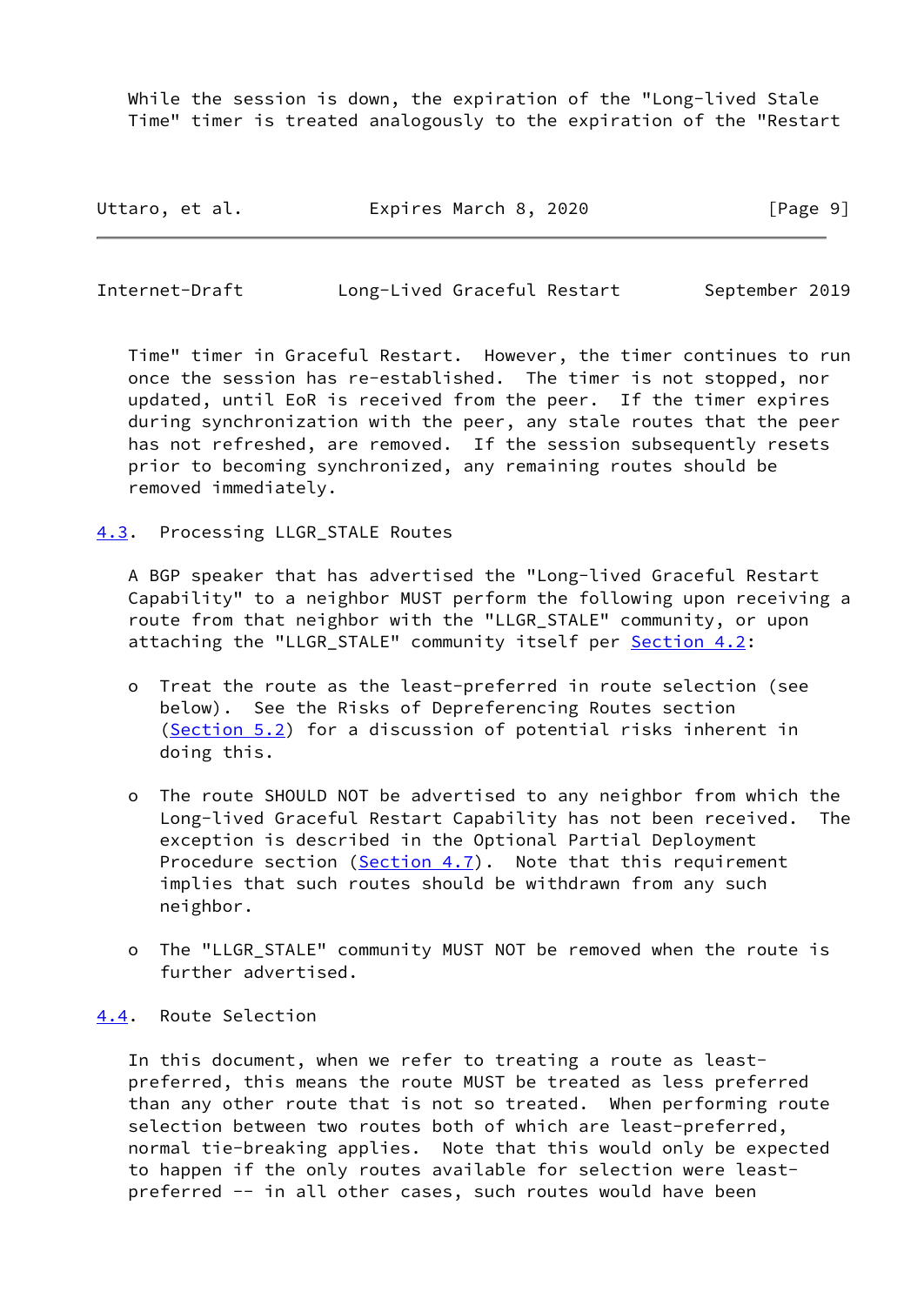While the session is down, the expiration of the "Long-lived Stale Time" timer is treated analogously to the expiration of the "Restart Time" timer in Graceful Restart. However, the timer continues to run once the session has re-established. The timer is not stopped, nor updated, until EoR is received from the peer. If the timer expires during synchronization with the peer, any stale routes that the peer has not refreshed, are removed. If the session subsequently resets prior to becoming synchronized, any remaining routes should be removed immediately.

### 4.3. Processing LLGR_STALE Routes

A BGP speaker that has advertised the "Long-lived Graceful Restart Capability" to a neighbor MUST perform the following upon receiving a route from that neighbor with the "LLGR_STALE" community, or upon attaching the "LLGR_STALE" community itself per Section 4.2:

- Treat the route as the least-preferred in route selection (see below). See the Risks of Depreferencing Routes section (Section 5.2) for a discussion of potential risks inherent in doing this.

- The route SHOULD NOT be advertised to any neighbor from which the Long-lived Graceful Restart Capability has not been received. The exception is described in the Optional Partial Deployment Procedure section (Section 4.7). Note that this requirement implies that such routes should be withdrawn from any such neighbor.

- The "LLGR_STALE" community MUST NOT be removed when the route is further advertised.

### 4.4. Route Selection

In this document, when we refer to treating a route as least-preferred, this means the route MUST be treated as less preferred than any other route that is not so treated. When performing route selection between two routes both of which are least-preferred, normal tie-breaking applies. Note that this would only be expected to happen if the only routes available for selection were least-preferred -- in all other cases, such routes would have been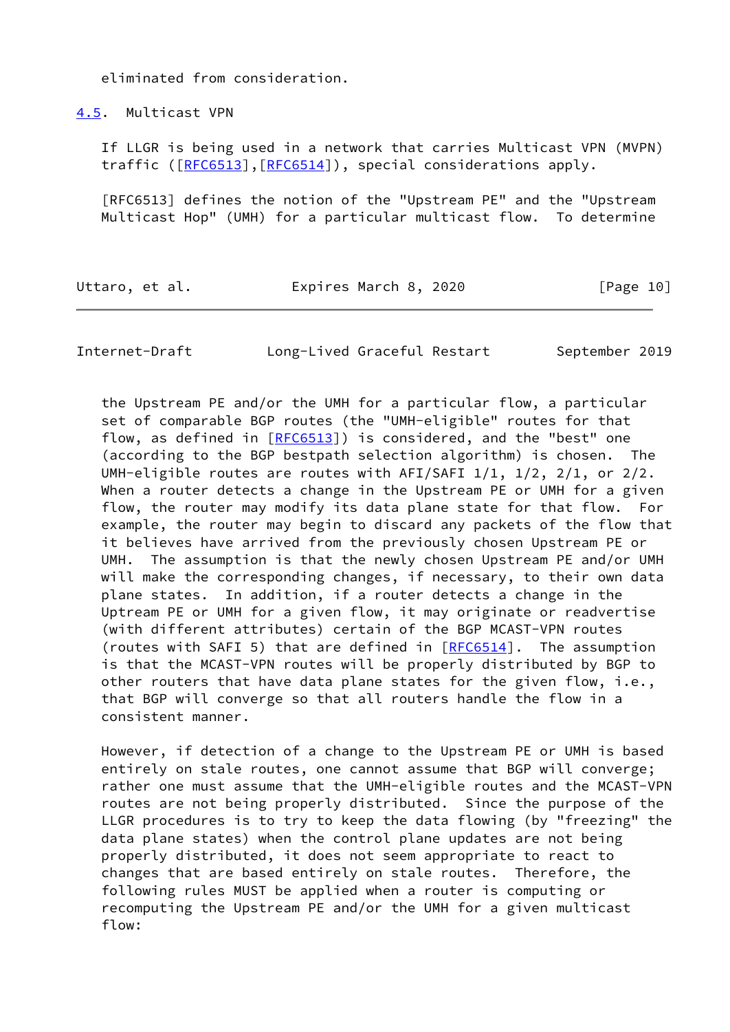eliminated from consideration.

### 4.5. Multicast VPN

If LLGR is being used in a network that carries Multicast VPN (MVPN) traffic ([RFC6513],[RFC6514]), special considerations apply.

[RFC6513] defines the notion of the "Upstream PE" and the "Upstream Multicast Hop" (UMH) for a particular multicast flow. To determine the Upstream PE and/or the UMH for a particular flow, a particular set of comparable BGP routes (the "UMH-eligible" routes for that flow, as defined in [RFC6513]) is considered, and the "best" one (according to the BGP bestpath selection algorithm) is chosen. The UMH-eligible routes are routes with AFI/SAFI 1/1, 1/2, 2/1, or 2/2. When a router detects a change in the Upstream PE or UMH for a given flow, the router may modify its data plane state for that flow. For example, the router may begin to discard any packets of the flow that it believes have arrived from the previously chosen Upstream PE or UMH. The assumption is that the newly chosen Upstream PE and/or UMH will make the corresponding changes, if necessary, to their own data plane states. In addition, if a router detects a change in the Uptream PE or UMH for a given flow, it may originate or readvertise (with different attributes) certain of the BGP MCAST-VPN routes (routes with SAFI 5) that are defined in [RFC6514]. The assumption is that the MCAST-VPN routes will be properly distributed by BGP to other routers that have data plane states for the given flow, i.e., that BGP will converge so that all routers handle the flow in a consistent manner.

However, if detection of a change to the Upstream PE or UMH is based entirely on stale routes, one cannot assume that BGP will converge; rather one must assume that the UMH-eligible routes and the MCAST-VPN routes are not being properly distributed. Since the purpose of the LLGR procedures is to try to keep the data flowing (by "freezing" the data plane states) when the control plane updates are not being properly distributed, it does not seem appropriate to react to changes that are based entirely on stale routes. Therefore, the following rules MUST be applied when a router is computing or recomputing the Upstream PE and/or the UMH for a given multicast flow: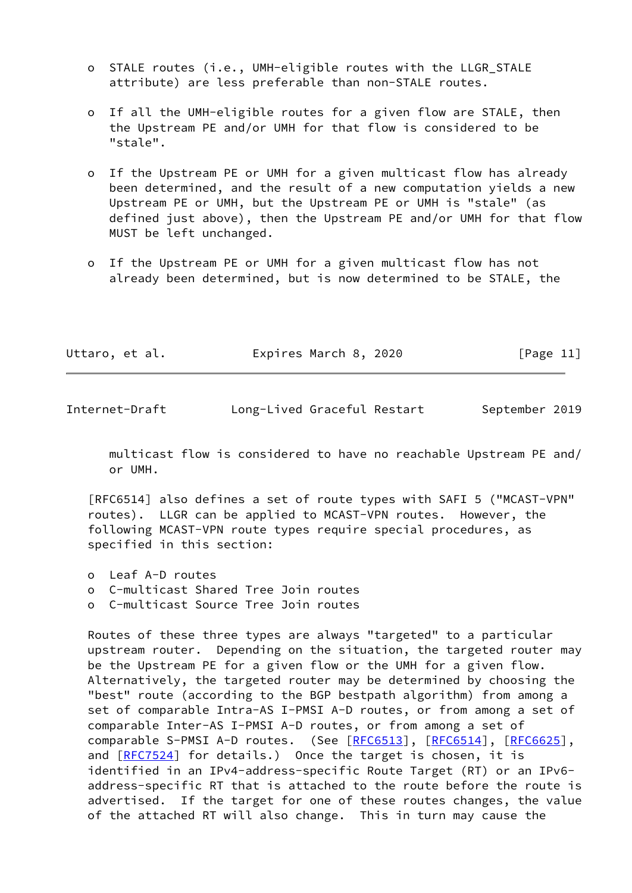- STALE routes (i.e., UMH-eligible routes with the LLGR_STALE attribute) are less preferable than non-STALE routes.

- If all the UMH-eligible routes for a given flow are STALE, then the Upstream PE and/or UMH for that flow is considered to be "stale".

- If the Upstream PE or UMH for a given multicast flow has already been determined, and the result of a new computation yields a new Upstream PE or UMH, but the Upstream PE or UMH is "stale" (as defined just above), then the Upstream PE and/or UMH for that flow MUST be left unchanged.

- If the Upstream PE or UMH for a given multicast flow has not already been determined, but is now determined to be STALE, the multicast flow is considered to have no reachable Upstream PE and/or UMH.

[RFC6514] also defines a set of route types with SAFI 5 ("MCAST-VPN" routes). LLGR can be applied to MCAST-VPN routes. However, the following MCAST-VPN route types require special procedures, as specified in this section:

- Leaf A-D routes
- C-multicast Shared Tree Join routes
- C-multicast Source Tree Join routes

Routes of these three types are always "targeted" to a particular upstream router. Depending on the situation, the targeted router may be the Upstream PE for a given flow or the UMH for a given flow. Alternatively, the targeted router may be determined by choosing the "best" route (according to the BGP bestpath algorithm) from among a set of comparable Intra-AS I-PMSI A-D routes, or from among a set of comparable Inter-AS I-PMSI A-D routes, or from among a set of comparable S-PMSI A-D routes. (See [RFC6513], [RFC6514], [RFC6625], and [RFC7524] for details.) Once the target is chosen, it is identified in an IPv4-address-specific Route Target (RT) or an IPv6-address-specific RT that is attached to the route before the route is advertised. If the target for one of these routes changes, the value of the attached RT will also change. This in turn may cause the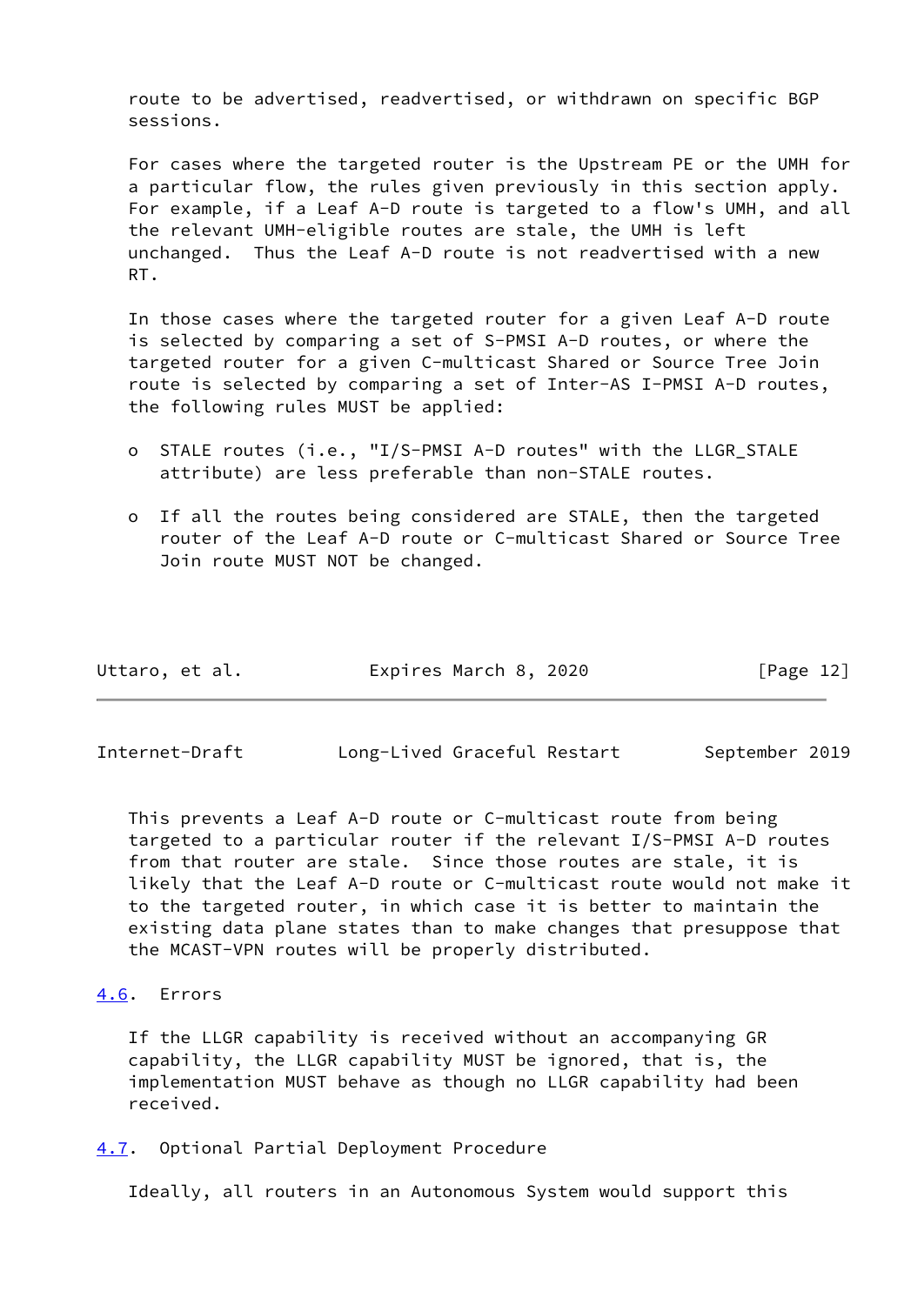route to be advertised, readvertised, or withdrawn on specific BGP sessions.

For cases where the targeted router is the Upstream PE or the UMH for a particular flow, the rules given previously in this section apply. For example, if a Leaf A-D route is targeted to a flow's UMH, and all the relevant UMH-eligible routes are stale, the UMH is left unchanged. Thus the Leaf A-D route is not readvertised with a new RT.

In those cases where the targeted router for a given Leaf A-D route is selected by comparing a set of S-PMSI A-D routes, or where the targeted router for a given C-multicast Shared or Source Tree Join route is selected by comparing a set of Inter-AS I-PMSI A-D routes, the following rules MUST be applied:

- STALE routes (i.e., "I/S-PMSI A-D routes" with the LLGR_STALE attribute) are less preferable than non-STALE routes.
- If all the routes being considered are STALE, then the targeted router of the Leaf A-D route or C-multicast Shared or Source Tree Join route MUST NOT be changed.

This prevents a Leaf A-D route or C-multicast route from being targeted to a particular router if the relevant I/S-PMSI A-D routes from that router are stale. Since those routes are stale, it is likely that the Leaf A-D route or C-multicast route would not make it to the targeted router, in which case it is better to maintain the existing data plane states than to make changes that presuppose that the MCAST-VPN routes will be properly distributed.

### 4.6. Errors

If the LLGR capability is received without an accompanying GR capability, the LLGR capability MUST be ignored, that is, the implementation MUST behave as though no LLGR capability had been received.

### 4.7. Optional Partial Deployment Procedure

Ideally, all routers in an Autonomous System would support this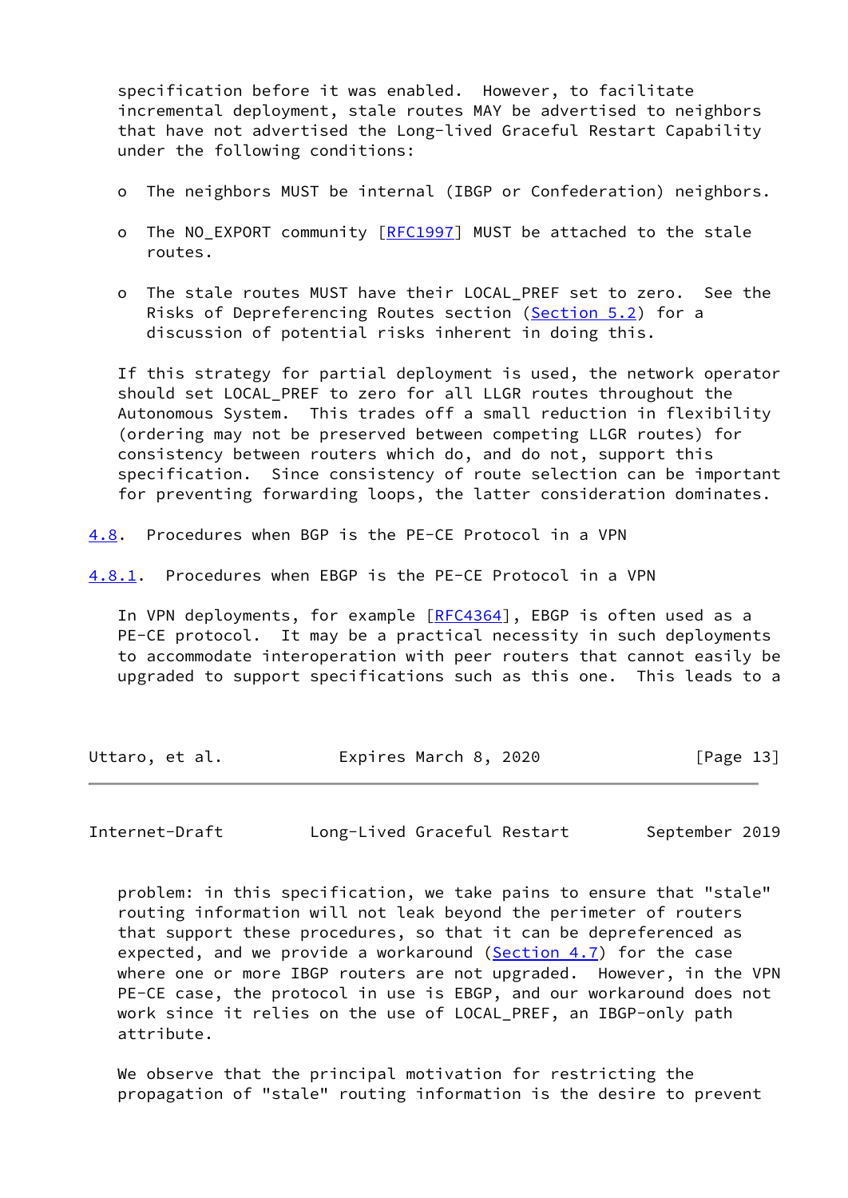specification before it was enabled. However, to facilitate incremental deployment, stale routes MAY be advertised to neighbors that have not advertised the Long-lived Graceful Restart Capability under the following conditions:

- The neighbors MUST be internal (IBGP or Confederation) neighbors.
- The NO_EXPORT community [RFC1997] MUST be attached to the stale routes.
- The stale routes MUST have their LOCAL_PREF set to zero. See the Risks of Depreferencing Routes section (Section 5.2) for a discussion of potential risks inherent in doing this.

If this strategy for partial deployment is used, the network operator should set LOCAL_PREF to zero for all LLGR routes throughout the Autonomous System. This trades off a small reduction in flexibility (ordering may not be preserved between competing LLGR routes) for consistency between routers which do, and do not, support this specification. Since consistency of route selection can be important for preventing forwarding loops, the latter consideration dominates.

## 4.8. Procedures when BGP is the PE-CE Protocol in a VPN

### 4.8.1. Procedures when EBGP is the PE-CE Protocol in a VPN

In VPN deployments, for example [RFC4364], EBGP is often used as a PE-CE protocol. It may be a practical necessity in such deployments to accommodate interoperation with peer routers that cannot easily be upgraded to support specifications such as this one. This leads to a problem: in this specification, we take pains to ensure that "stale" routing information will not leak beyond the perimeter of routers that support these procedures, so that it can be depreferenced as expected, and we provide a workaround (Section 4.7) for the case where one or more IBGP routers are not upgraded. However, in the VPN PE-CE case, the protocol in use is EBGP, and our workaround does not work since it relies on the use of LOCAL_PREF, an IBGP-only path attribute.

We observe that the principal motivation for restricting the propagation of "stale" routing information is the desire to prevent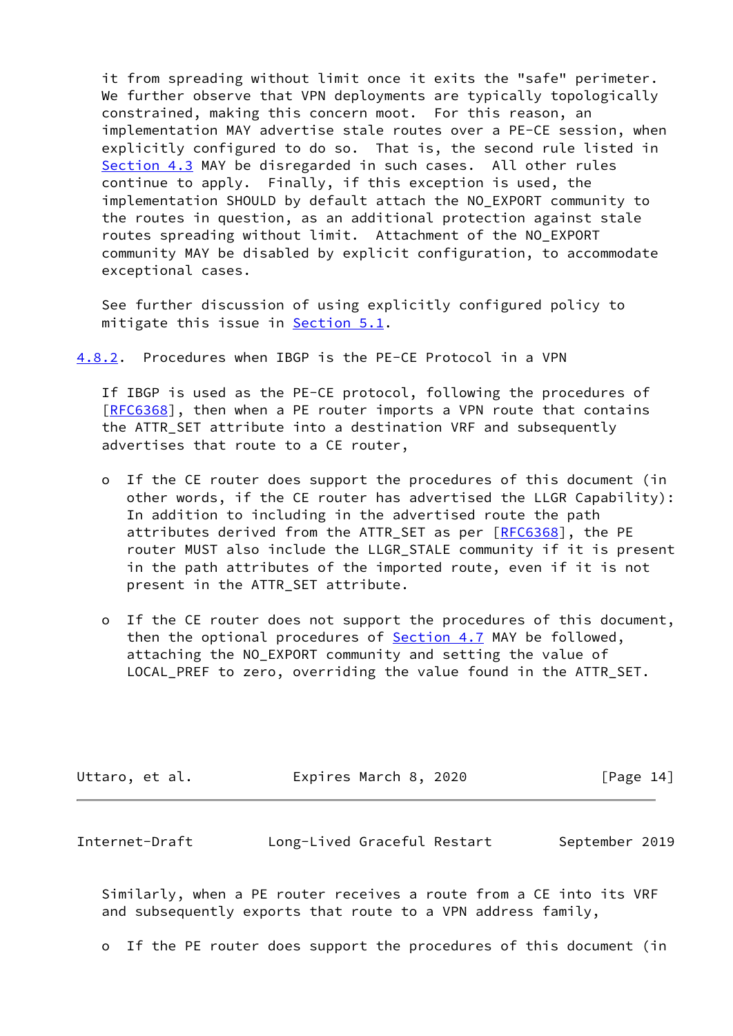it from spreading without limit once it exits the "safe" perimeter. We further observe that VPN deployments are typically topologically constrained, making this concern moot. For this reason, an implementation MAY advertise stale routes over a PE-CE session, when explicitly configured to do so. That is, the second rule listed in Section 4.3 MAY be disregarded in such cases. All other rules continue to apply. Finally, if this exception is used, the implementation SHOULD by default attach the NO_EXPORT community to the routes in question, as an additional protection against stale routes spreading without limit. Attachment of the NO_EXPORT community MAY be disabled by explicit configuration, to accommodate exceptional cases.

See further discussion of using explicitly configured policy to mitigate this issue in Section 5.1.

### 4.8.2. Procedures when IBGP is the PE-CE Protocol in a VPN

If IBGP is used as the PE-CE protocol, following the procedures of [RFC6368], then when a PE router imports a VPN route that contains the ATTR_SET attribute into a destination VRF and subsequently advertises that route to a CE router,

- o If the CE router does support the procedures of this document (in other words, if the CE router has advertised the LLGR Capability): In addition to including in the advertised route the path attributes derived from the ATTR_SET as per [RFC6368], the PE router MUST also include the LLGR_STALE community if it is present in the path attributes of the imported route, even if it is not present in the ATTR_SET attribute.

- o If the CE router does not support the procedures of this document, then the optional procedures of Section 4.7 MAY be followed, attaching the NO_EXPORT community and setting the value of LOCAL_PREF to zero, overriding the value found in the ATTR_SET.

Similarly, when a PE router receives a route from a CE into its VRF and subsequently exports that route to a VPN address family,

- o If the PE router does support the procedures of this document (in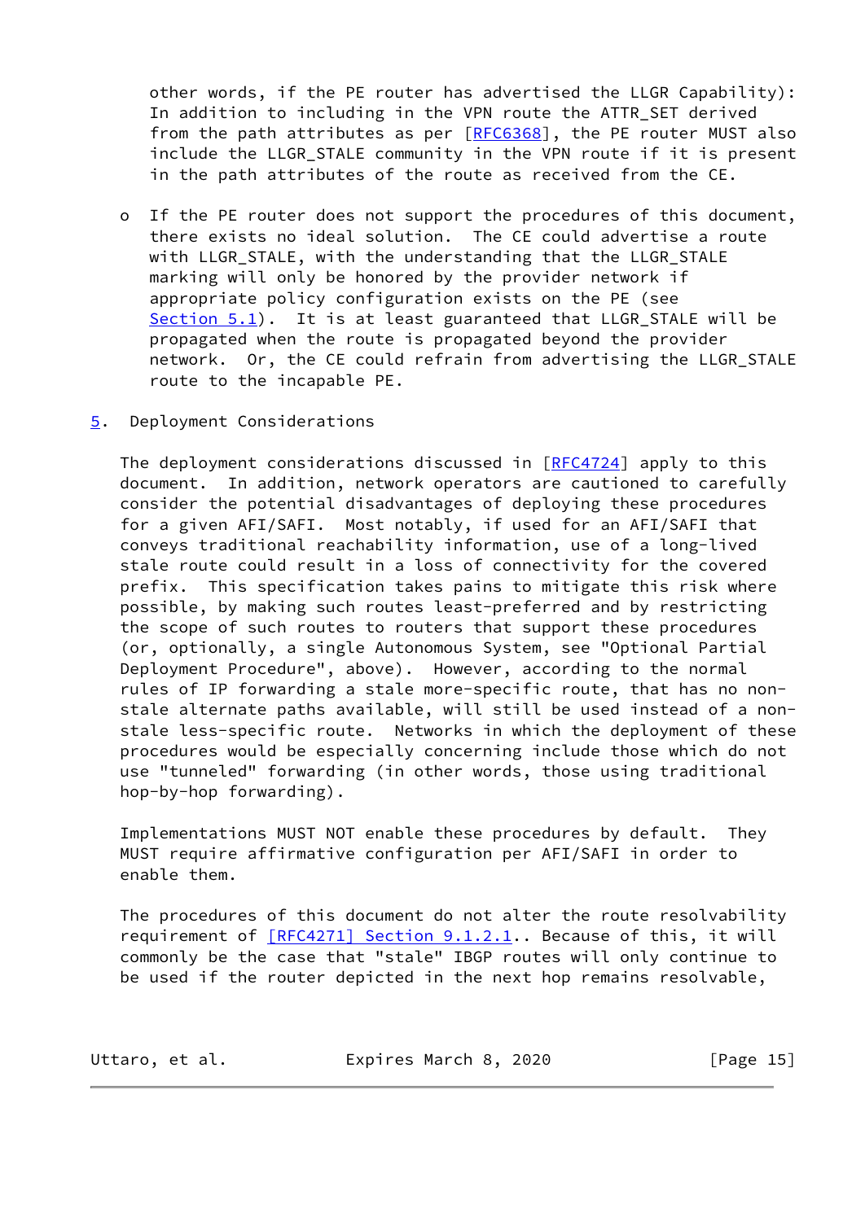other words, if the PE router has advertised the LLGR Capability): In addition to including in the VPN route the ATTR_SET derived from the path attributes as per [RFC6368], the PE router MUST also include the LLGR_STALE community in the VPN route if it is present in the path attributes of the route as received from the CE.

- If the PE router does not support the procedures of this document, there exists no ideal solution. The CE could advertise a route with LLGR_STALE, with the understanding that the LLGR_STALE marking will only be honored by the provider network if appropriate policy configuration exists on the PE (see Section 5.1). It is at least guaranteed that LLGR_STALE will be propagated when the route is propagated beyond the provider network. Or, the CE could refrain from advertising the LLGR_STALE route to the incapable PE.

## 5. Deployment Considerations

The deployment considerations discussed in [RFC4724] apply to this document. In addition, network operators are cautioned to carefully consider the potential disadvantages of deploying these procedures for a given AFI/SAFI. Most notably, if used for an AFI/SAFI that conveys traditional reachability information, use of a long-lived stale route could result in a loss of connectivity for the covered prefix. This specification takes pains to mitigate this risk where possible, by making such routes least-preferred and by restricting the scope of such routes to routers that support these procedures (or, optionally, a single Autonomous System, see "Optional Partial Deployment Procedure", above). However, according to the normal rules of IP forwarding a stale more-specific route, that has no non-stale alternate paths available, will still be used instead of a non-stale less-specific route. Networks in which the deployment of these procedures would be especially concerning include those which do not use "tunneled" forwarding (in other words, those using traditional hop-by-hop forwarding).

Implementations MUST NOT enable these procedures by default. They MUST require affirmative configuration per AFI/SAFI in order to enable them.

The procedures of this document do not alter the route resolvability requirement of [RFC4271] Section 9.1.2.1.. Because of this, it will commonly be the case that "stale" IBGP routes will only continue to be used if the router depicted in the next hop remains resolvable,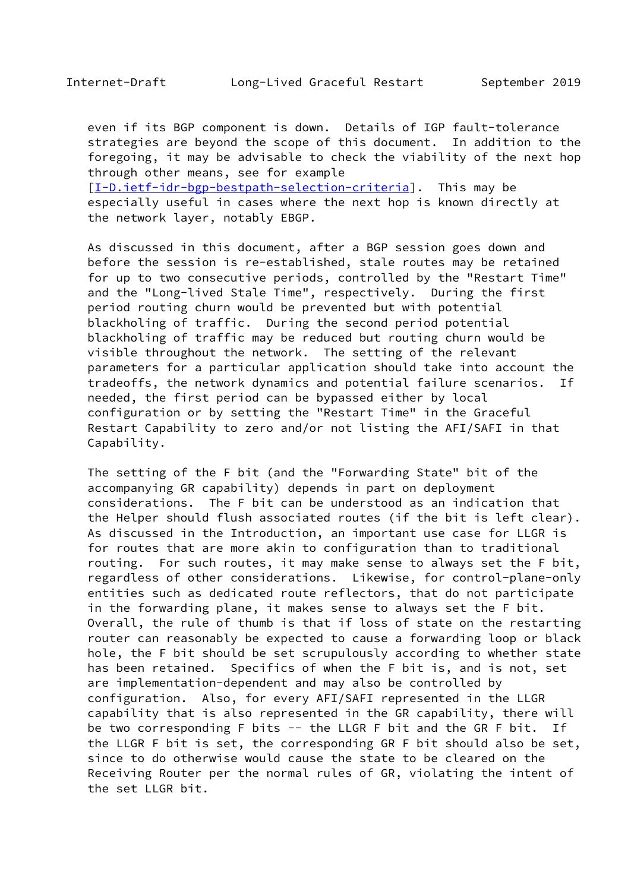even if its BGP component is down. Details of IGP fault-tolerance strategies are beyond the scope of this document. In addition to the foregoing, it may be advisable to check the viability of the next hop through other means, see for example [I-D.ietf-idr-bgp-bestpath-selection-criteria]. This may be especially useful in cases where the next hop is known directly at the network layer, notably EBGP.

As discussed in this document, after a BGP session goes down and before the session is re-established, stale routes may be retained for up to two consecutive periods, controlled by the "Restart Time" and the "Long-lived Stale Time", respectively. During the first period routing churn would be prevented but with potential blackholing of traffic. During the second period potential blackholing of traffic may be reduced but routing churn would be visible throughout the network. The setting of the relevant parameters for a particular application should take into account the tradeoffs, the network dynamics and potential failure scenarios. If needed, the first period can be bypassed either by local configuration or by setting the "Restart Time" in the Graceful Restart Capability to zero and/or not listing the AFI/SAFI in that Capability.

The setting of the F bit (and the "Forwarding State" bit of the accompanying GR capability) depends in part on deployment considerations. The F bit can be understood as an indication that the Helper should flush associated routes (if the bit is left clear). As discussed in the Introduction, an important use case for LLGR is for routes that are more akin to configuration than to traditional routing. For such routes, it may make sense to always set the F bit, regardless of other considerations. Likewise, for control-plane-only entities such as dedicated route reflectors, that do not participate in the forwarding plane, it makes sense to always set the F bit. Overall, the rule of thumb is that if loss of state on the restarting router can reasonably be expected to cause a forwarding loop or black hole, the F bit should be set scrupulously according to whether state has been retained. Specifics of when the F bit is, and is not, set are implementation-dependent and may also be controlled by configuration. Also, for every AFI/SAFI represented in the LLGR capability that is also represented in the GR capability, there will be two corresponding F bits -- the LLGR F bit and the GR F bit. If the LLGR F bit is set, the corresponding GR F bit should also be set, since to do otherwise would cause the state to be cleared on the Receiving Router per the normal rules of GR, violating the intent of the set LLGR bit.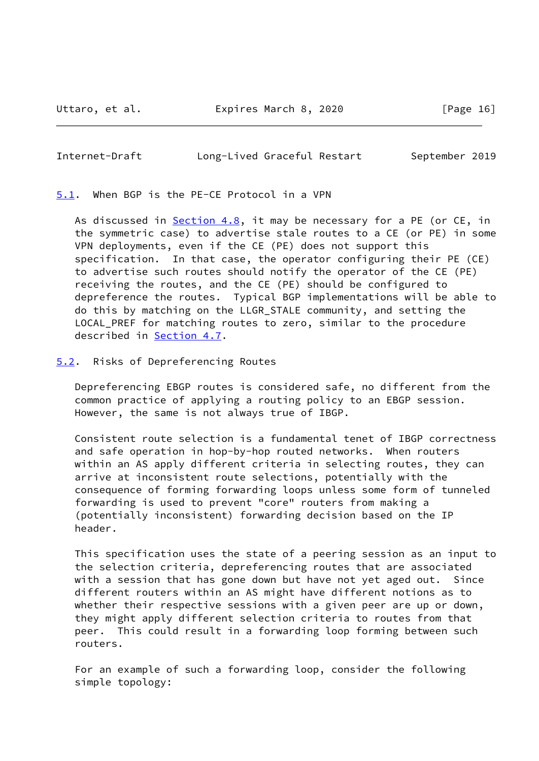### 5.1. When BGP is the PE-CE Protocol in a VPN

As discussed in Section 4.8, it may be necessary for a PE (or CE, in the symmetric case) to advertise stale routes to a CE (or PE) in some VPN deployments, even if the CE (PE) does not support this specification. In that case, the operator configuring their PE (CE) to advertise such routes should notify the operator of the CE (PE) receiving the routes, and the CE (PE) should be configured to depreference the routes. Typical BGP implementations will be able to do this by matching on the LLGR_STALE community, and setting the LOCAL_PREF for matching routes to zero, similar to the procedure described in Section 4.7.

### 5.2. Risks of Depreferencing Routes

Depreferencing EBGP routes is considered safe, no different from the common practice of applying a routing policy to an EBGP session. However, the same is not always true of IBGP.

Consistent route selection is a fundamental tenet of IBGP correctness and safe operation in hop-by-hop routed networks. When routers within an AS apply different criteria in selecting routes, they can arrive at inconsistent route selections, potentially with the consequence of forming forwarding loops unless some form of tunneled forwarding is used to prevent "core" routers from making a (potentially inconsistent) forwarding decision based on the IP header.

This specification uses the state of a peering session as an input to the selection criteria, depreferencing routes that are associated with a session that has gone down but have not yet aged out. Since different routers within an AS might have different notions as to whether their respective sessions with a given peer are up or down, they might apply different selection criteria to routes from that peer. This could result in a forwarding loop forming between such routers.

For an example of such a forwarding loop, consider the following simple topology: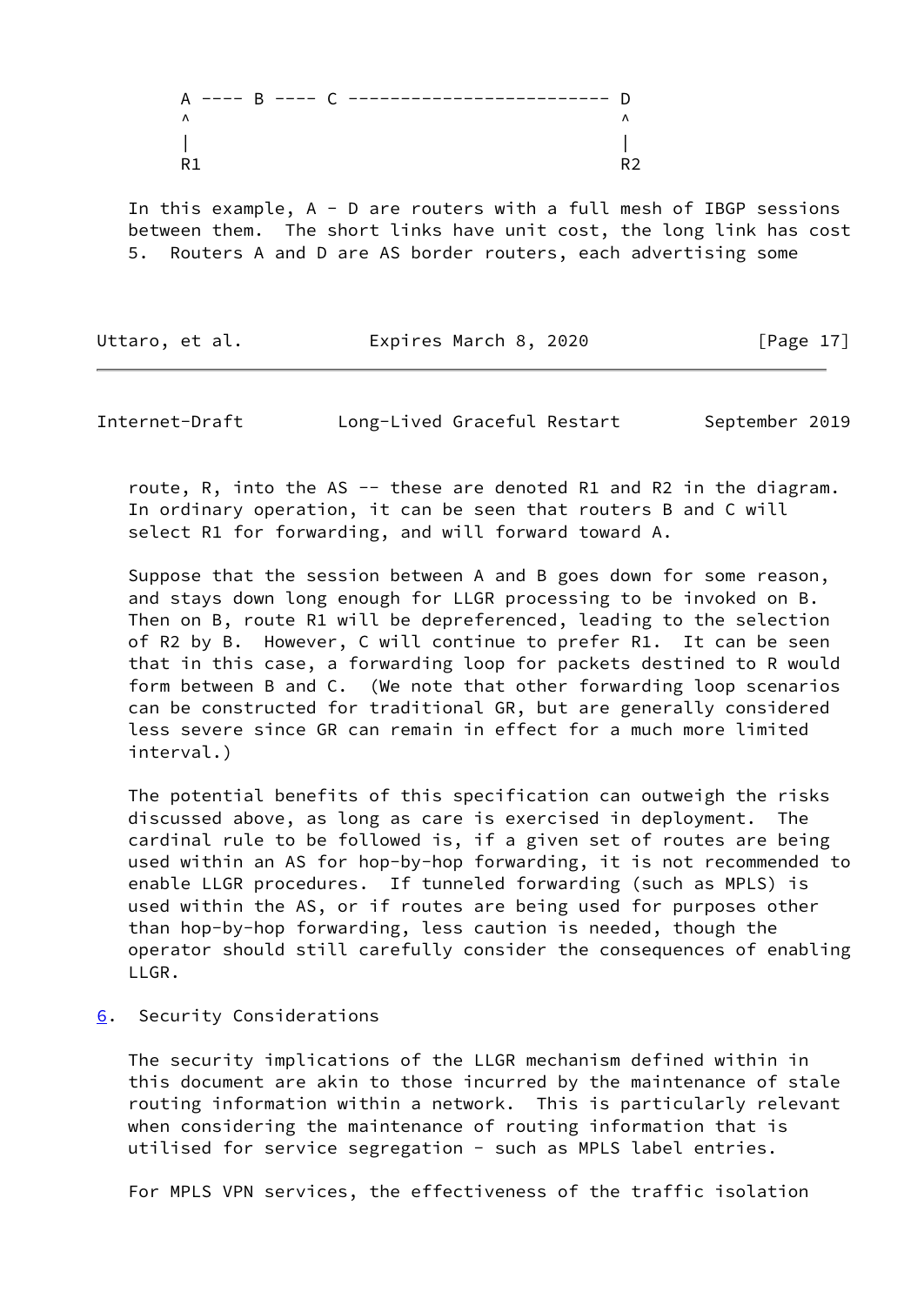```
A ---- B ---- C ------------------------ D
^                                        ^
|                                        |
R1                                       R2
```

In this example, A - D are routers with a full mesh of IBGP sessions between them. The short links have unit cost, the long link has cost 5. Routers A and D are AS border routers, each advertising some route, R, into the AS -- these are denoted R1 and R2 in the diagram. In ordinary operation, it can be seen that routers B and C will select R1 for forwarding, and will forward toward A.

Suppose that the session between A and B goes down for some reason, and stays down long enough for LLGR processing to be invoked on B. Then on B, route R1 will be depreferenced, leading to the selection of R2 by B. However, C will continue to prefer R1. It can be seen that in this case, a forwarding loop for packets destined to R would form between B and C. (We note that other forwarding loop scenarios can be constructed for traditional GR, but are generally considered less severe since GR can remain in effect for a much more limited interval.)

The potential benefits of this specification can outweigh the risks discussed above, as long as care is exercised in deployment. The cardinal rule to be followed is, if a given set of routes are being used within an AS for hop-by-hop forwarding, it is not recommended to enable LLGR procedures. If tunneled forwarding (such as MPLS) is used within the AS, or if routes are being used for purposes other than hop-by-hop forwarding, less caution is needed, though the operator should still carefully consider the consequences of enabling LLGR.

## 6. Security Considerations

The security implications of the LLGR mechanism defined within in this document are akin to those incurred by the maintenance of stale routing information within a network. This is particularly relevant when considering the maintenance of routing information that is utilised for service segregation - such as MPLS label entries.

For MPLS VPN services, the effectiveness of the traffic isolation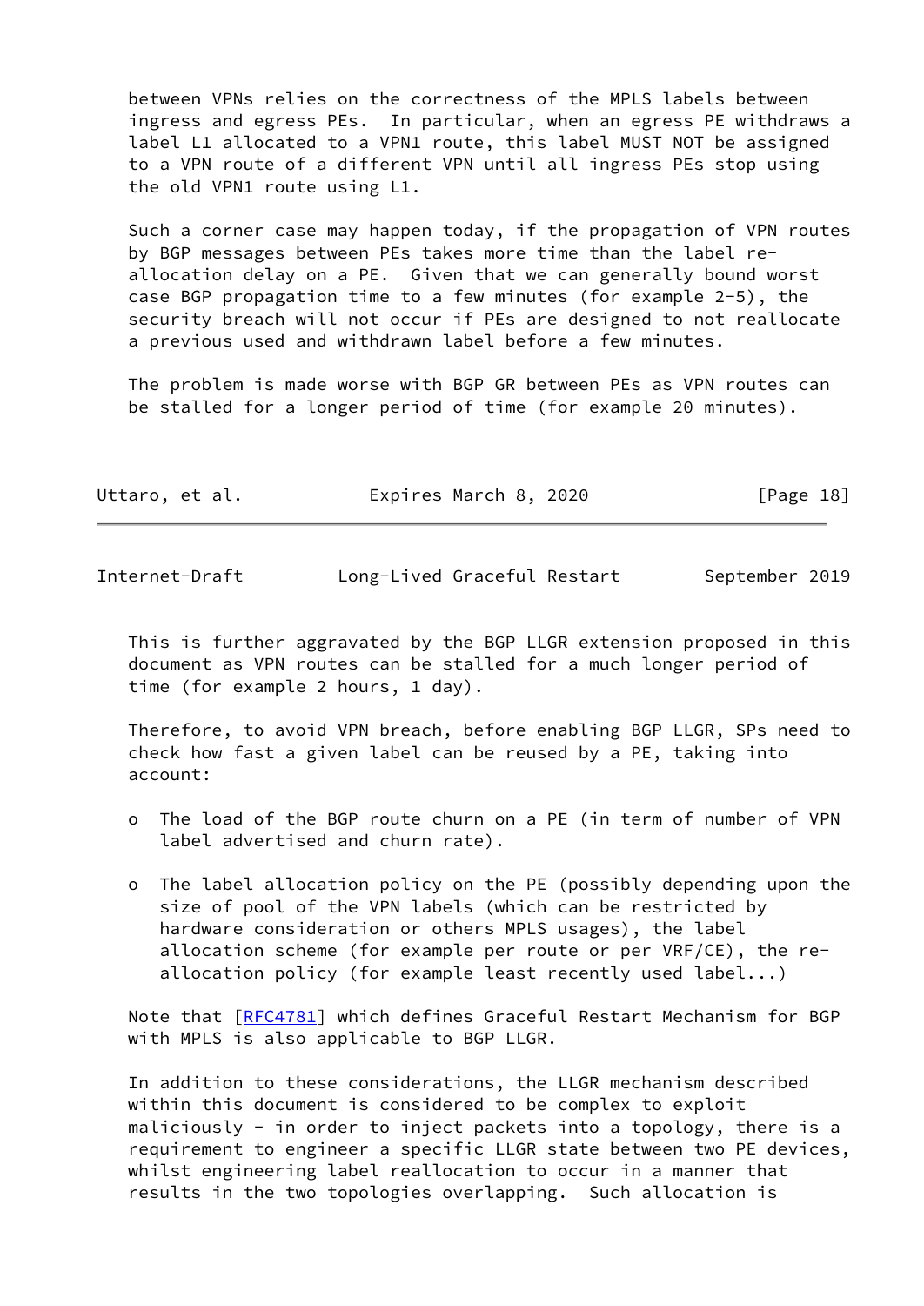between VPNs relies on the correctness of the MPLS labels between ingress and egress PEs. In particular, when an egress PE withdraws a label L1 allocated to a VPN1 route, this label MUST NOT be assigned to a VPN route of a different VPN until all ingress PEs stop using the old VPN1 route using L1.

Such a corner case may happen today, if the propagation of VPN routes by BGP messages between PEs takes more time than the label re-allocation delay on a PE. Given that we can generally bound worst case BGP propagation time to a few minutes (for example 2-5), the security breach will not occur if PEs are designed to not reallocate a previous used and withdrawn label before a few minutes.

The problem is made worse with BGP GR between PEs as VPN routes can be stalled for a longer period of time (for example 20 minutes).

This is further aggravated by the BGP LLGR extension proposed in this document as VPN routes can be stalled for a much longer period of time (for example 2 hours, 1 day).

Therefore, to avoid VPN breach, before enabling BGP LLGR, SPs need to check how fast a given label can be reused by a PE, taking into account:

- The load of the BGP route churn on a PE (in term of number of VPN label advertised and churn rate).

- The label allocation policy on the PE (possibly depending upon the size of pool of the VPN labels (which can be restricted by hardware consideration or others MPLS usages), the label allocation scheme (for example per route or per VRF/CE), the re-allocation policy (for example least recently used label...)

Note that [RFC4781] which defines Graceful Restart Mechanism for BGP with MPLS is also applicable to BGP LLGR.

In addition to these considerations, the LLGR mechanism described within this document is considered to be complex to exploit maliciously - in order to inject packets into a topology, there is a requirement to engineer a specific LLGR state between two PE devices, whilst engineering label reallocation to occur in a manner that results in the two topologies overlapping. Such allocation is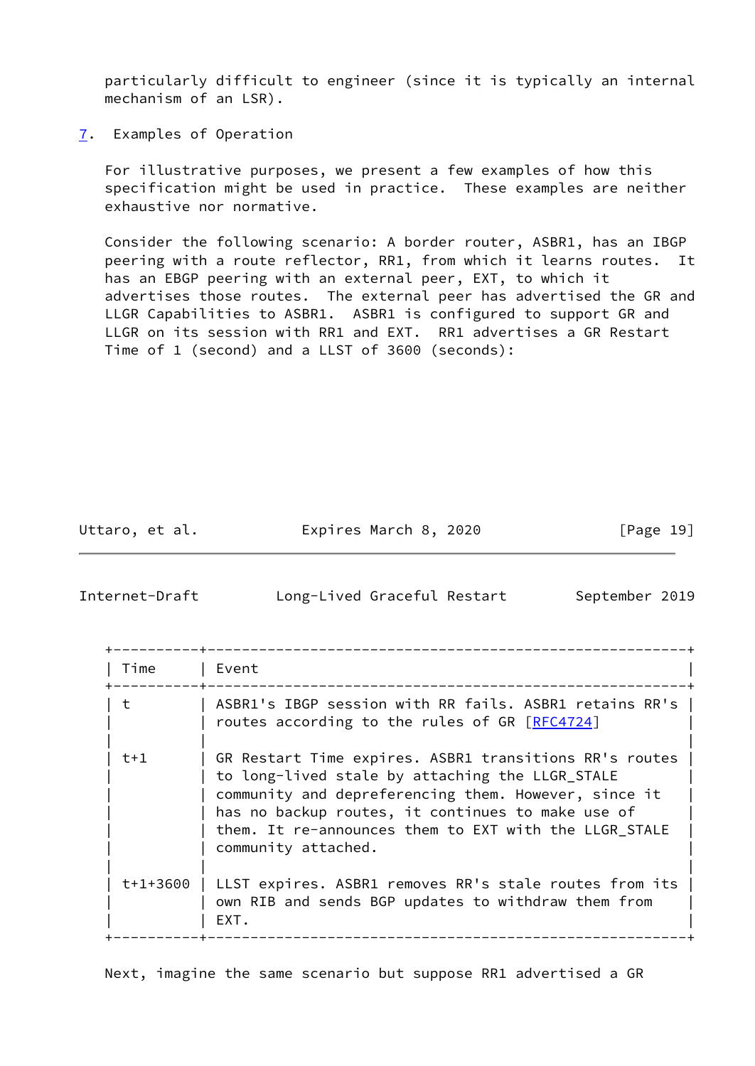particularly difficult to engineer (since it is typically an internal mechanism of an LSR).

## 7. Examples of Operation

For illustrative purposes, we present a few examples of how this specification might be used in practice. These examples are neither exhaustive nor normative.

Consider the following scenario: A border router, ASBR1, has an IBGP peering with a route reflector, RR1, from which it learns routes. It has an EBGP peering with an external peer, EXT, to which it advertises those routes. The external peer has advertised the GR and LLGR Capabilities to ASBR1. ASBR1 is configured to support GR and LLGR on its session with RR1 and EXT. RR1 advertises a GR Restart Time of 1 (second) and a LLST of 3600 (seconds):

| Time | Event |
|---|---|
| t | ASBR1's IBGP session with RR fails. ASBR1 retains RR's routes according to the rules of GR [RFC4724] |
| t+1 | GR Restart Time expires. ASBR1 transitions RR's routes to long-lived stale by attaching the LLGR_STALE community and depreferencing them. However, since it has no backup routes, it continues to make use of them. It re-announces them to EXT with the LLGR_STALE community attached. |
| t+1+3600 | LLST expires. ASBR1 removes RR's stale routes from its own RIB and sends BGP updates to withdraw them from EXT. |

Next, imagine the same scenario but suppose RR1 advertised a GR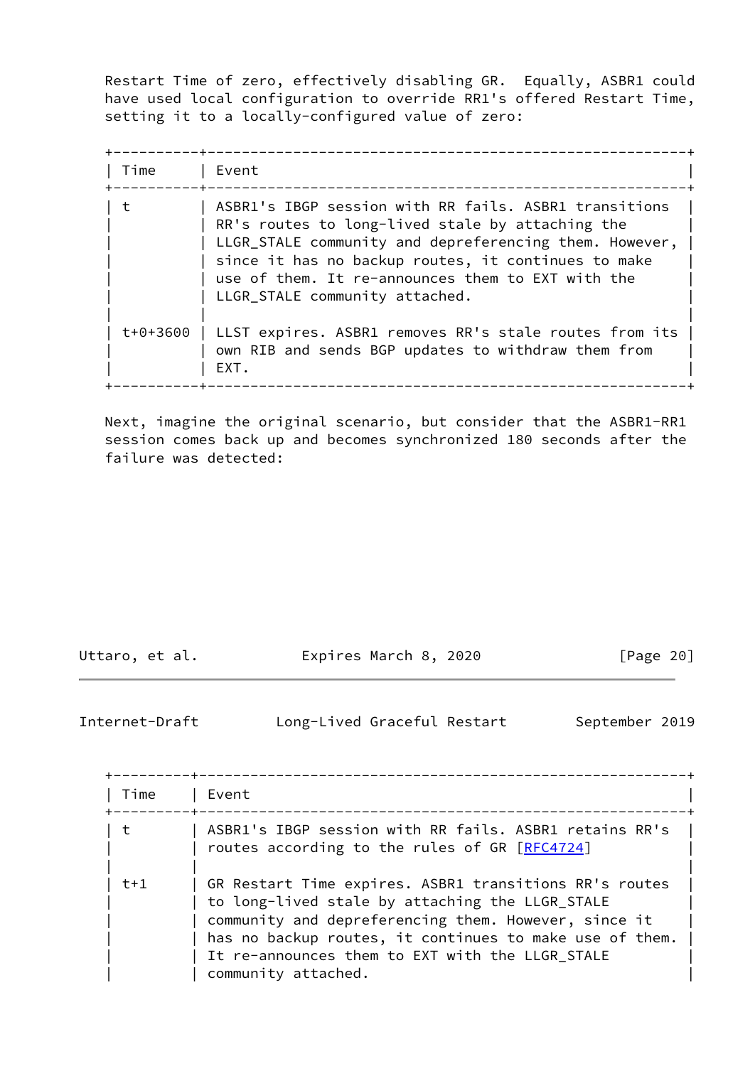Restart Time of zero, effectively disabling GR. Equally, ASBR1 could have used local configuration to override RR1's offered Restart Time, setting it to a locally-configured value of zero:

| Time | Event |
|---|---|
| t | ASBR1's IBGP session with RR fails. ASBR1 transitions RR's routes to long-lived stale by attaching the LLGR_STALE community and depreferencing them. However, since it has no backup routes, it continues to make use of them. It re-announces them to EXT with the LLGR_STALE community attached. |
| t+0+3600 | LLST expires. ASBR1 removes RR's stale routes from its own RIB and sends BGP updates to withdraw them from EXT. |

Next, imagine the original scenario, but consider that the ASBR1-RR1 session comes back up and becomes synchronized 180 seconds after the failure was detected:

| Time | Event |
|---|---|
| t | ASBR1's IBGP session with RR fails. ASBR1 retains RR's routes according to the rules of GR [RFC4724] |
| t+1 | GR Restart Time expires. ASBR1 transitions RR's routes to long-lived stale by attaching the LLGR_STALE community and depreferencing them. However, since it has no backup routes, it continues to make use of them. It re-announces them to EXT with the LLGR_STALE community attached. |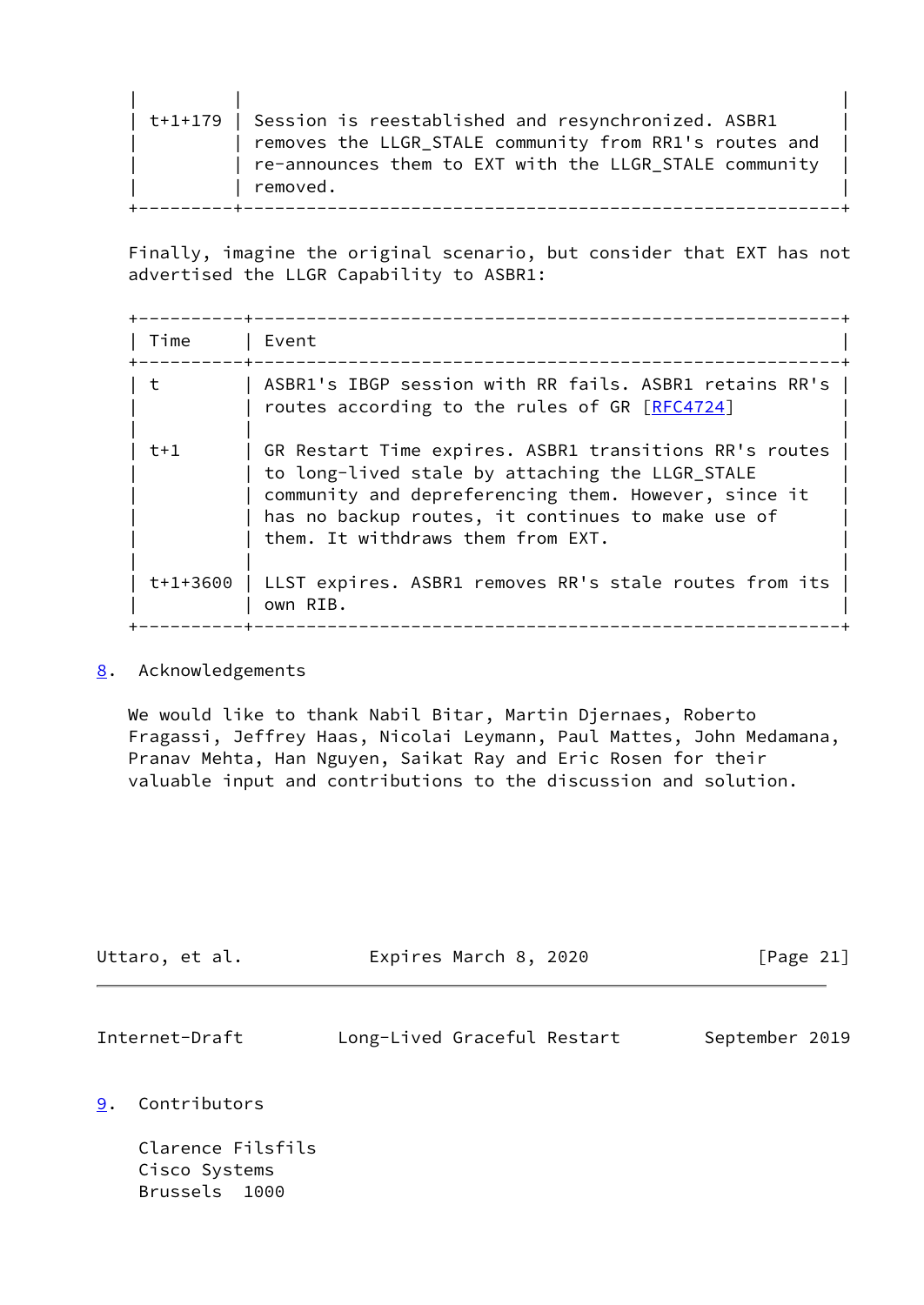| Time | Event |
|---|---|
| t+1+179 | Session is reestablished and resynchronized. ASBR1 removes the LLGR_STALE community from RR1's routes and re-announces them to EXT with the LLGR_STALE community removed. |

Finally, imagine the original scenario, but consider that EXT has not advertised the LLGR Capability to ASBR1:

| Time | Event |
|---|---|
| t | ASBR1's IBGP session with RR fails. ASBR1 retains RR's routes according to the rules of GR [RFC4724] |
| t+1 | GR Restart Time expires. ASBR1 transitions RR's routes to long-lived stale by attaching the LLGR_STALE community and depreferencing them. However, since it has no backup routes, it continues to make use of them. It withdraws them from EXT. |
| t+1+3600 | LLST expires. ASBR1 removes RR's stale routes from its own RIB. |

## 8. Acknowledgements

We would like to thank Nabil Bitar, Martin Djernaes, Roberto Fragassi, Jeffrey Haas, Nicolai Leymann, Paul Mattes, John Medamana, Pranav Mehta, Han Nguyen, Saikat Ray and Eric Rosen for their valuable input and contributions to the discussion and solution.

## 9. Contributors

Clarence Filsfils
Cisco Systems
Brussels  1000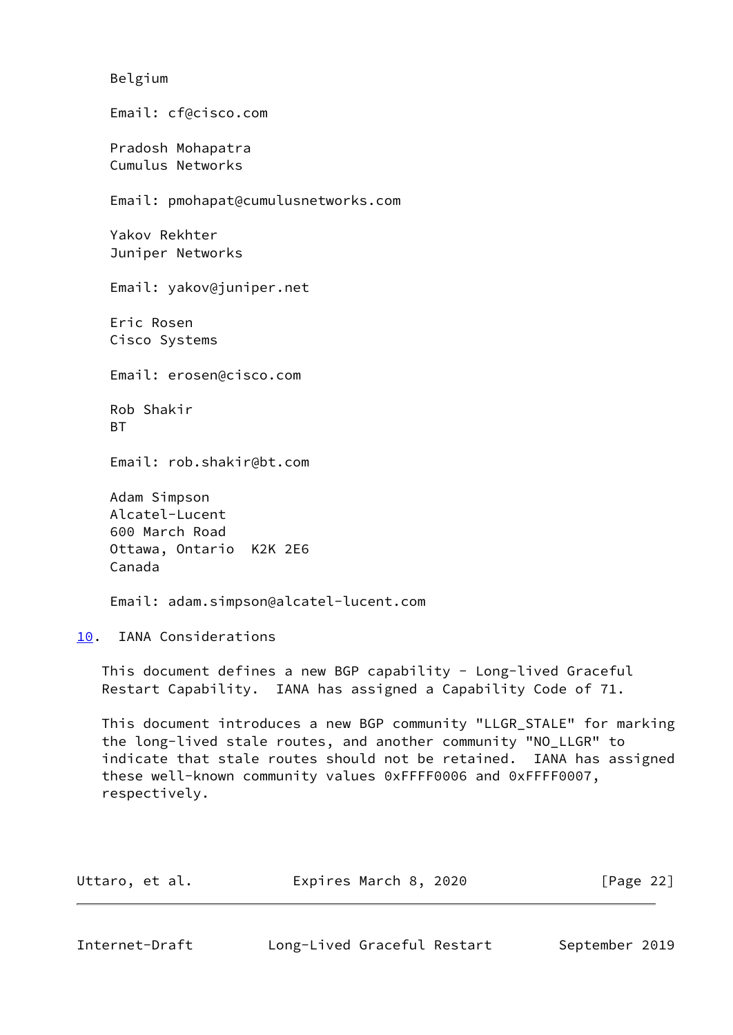Belgium

Email: cf@cisco.com

Pradosh Mohapatra
Cumulus Networks

Email: pmohapat@cumulusnetworks.com

Yakov Rekhter
Juniper Networks

Email: yakov@juniper.net

Eric Rosen
Cisco Systems

Email: erosen@cisco.com

Rob Shakir
BT

Email: rob.shakir@bt.com

Adam Simpson
Alcatel-Lucent
600 March Road
Ottawa, Ontario  K2K 2E6
Canada

Email: adam.simpson@alcatel-lucent.com

## 10. IANA Considerations

This document defines a new BGP capability - Long-lived Graceful Restart Capability. IANA has assigned a Capability Code of 71.

This document introduces a new BGP community "LLGR_STALE" for marking the long-lived stale routes, and another community "NO_LLGR" to indicate that stale routes should not be retained. IANA has assigned these well-known community values 0xFFFF0006 and 0xFFFF0007, respectively.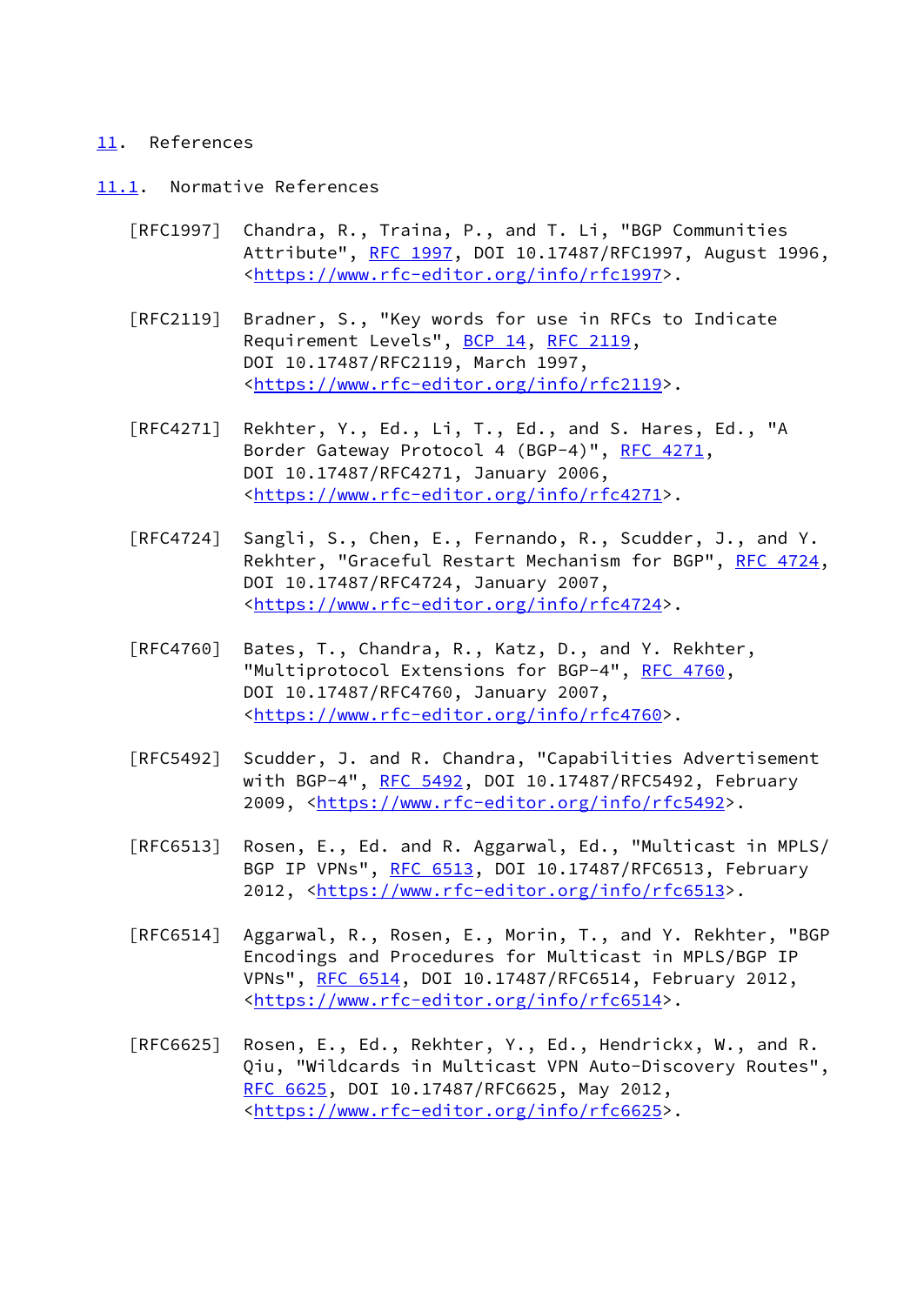# 11. References

## 11.1. Normative References

[RFC1997] Chandra, R., Traina, P., and T. Li, "BGP Communities Attribute", RFC 1997, DOI 10.17487/RFC1997, August 1996, <https://www.rfc-editor.org/info/rfc1997>.

[RFC2119] Bradner, S., "Key words for use in RFCs to Indicate Requirement Levels", BCP 14, RFC 2119, DOI 10.17487/RFC2119, March 1997, <https://www.rfc-editor.org/info/rfc2119>.

[RFC4271] Rekhter, Y., Ed., Li, T., Ed., and S. Hares, Ed., "A Border Gateway Protocol 4 (BGP-4)", RFC 4271, DOI 10.17487/RFC4271, January 2006, <https://www.rfc-editor.org/info/rfc4271>.

[RFC4724] Sangli, S., Chen, E., Fernando, R., Scudder, J., and Y. Rekhter, "Graceful Restart Mechanism for BGP", RFC 4724, DOI 10.17487/RFC4724, January 2007, <https://www.rfc-editor.org/info/rfc4724>.

[RFC4760] Bates, T., Chandra, R., Katz, D., and Y. Rekhter, "Multiprotocol Extensions for BGP-4", RFC 4760, DOI 10.17487/RFC4760, January 2007, <https://www.rfc-editor.org/info/rfc4760>.

[RFC5492] Scudder, J. and R. Chandra, "Capabilities Advertisement with BGP-4", RFC 5492, DOI 10.17487/RFC5492, February 2009, <https://www.rfc-editor.org/info/rfc5492>.

[RFC6513] Rosen, E., Ed. and R. Aggarwal, Ed., "Multicast in MPLS/BGP IP VPNs", RFC 6513, DOI 10.17487/RFC6513, February 2012, <https://www.rfc-editor.org/info/rfc6513>.

[RFC6514] Aggarwal, R., Rosen, E., Morin, T., and Y. Rekhter, "BGP Encodings and Procedures for Multicast in MPLS/BGP IP VPNs", RFC 6514, DOI 10.17487/RFC6514, February 2012, <https://www.rfc-editor.org/info/rfc6514>.

[RFC6625] Rosen, E., Ed., Rekhter, Y., Ed., Hendrickx, W., and R. Qiu, "Wildcards in Multicast VPN Auto-Discovery Routes", RFC 6625, DOI 10.17487/RFC6625, May 2012, <https://www.rfc-editor.org/info/rfc6625>.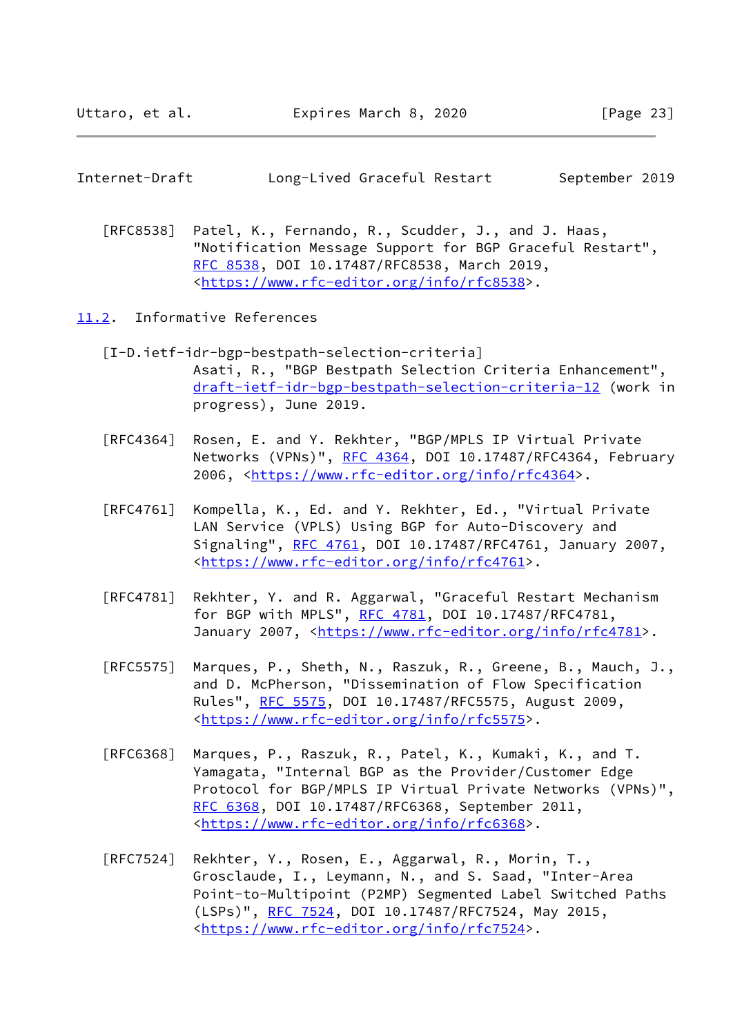[RFC8538] Patel, K., Fernando, R., Scudder, J., and J. Haas, "Notification Message Support for BGP Graceful Restart", RFC 8538, DOI 10.17487/RFC8538, March 2019, <https://www.rfc-editor.org/info/rfc8538>.

## 11.2. Informative References

[I-D.ietf-idr-bgp-bestpath-selection-criteria] Asati, R., "BGP Bestpath Selection Criteria Enhancement", draft-ietf-idr-bgp-bestpath-selection-criteria-12 (work in progress), June 2019.

[RFC4364] Rosen, E. and Y. Rekhter, "BGP/MPLS IP Virtual Private Networks (VPNs)", RFC 4364, DOI 10.17487/RFC4364, February 2006, <https://www.rfc-editor.org/info/rfc4364>.

[RFC4761] Kompella, K., Ed. and Y. Rekhter, Ed., "Virtual Private LAN Service (VPLS) Using BGP for Auto-Discovery and Signaling", RFC 4761, DOI 10.17487/RFC4761, January 2007, <https://www.rfc-editor.org/info/rfc4761>.

[RFC4781] Rekhter, Y. and R. Aggarwal, "Graceful Restart Mechanism for BGP with MPLS", RFC 4781, DOI 10.17487/RFC4781, January 2007, <https://www.rfc-editor.org/info/rfc4781>.

[RFC5575] Marques, P., Sheth, N., Raszuk, R., Greene, B., Mauch, J., and D. McPherson, "Dissemination of Flow Specification Rules", RFC 5575, DOI 10.17487/RFC5575, August 2009, <https://www.rfc-editor.org/info/rfc5575>.

[RFC6368] Marques, P., Raszuk, R., Patel, K., Kumaki, K., and T. Yamagata, "Internal BGP as the Provider/Customer Edge Protocol for BGP/MPLS IP Virtual Private Networks (VPNs)", RFC 6368, DOI 10.17487/RFC6368, September 2011, <https://www.rfc-editor.org/info/rfc6368>.

[RFC7524] Rekhter, Y., Rosen, E., Aggarwal, R., Morin, T., Grosclaude, I., Leymann, N., and S. Saad, "Inter-Area Point-to-Multipoint (P2MP) Segmented Label Switched Paths (LSPs)", RFC 7524, DOI 10.17487/RFC7524, May 2015, <https://www.rfc-editor.org/info/rfc7524>.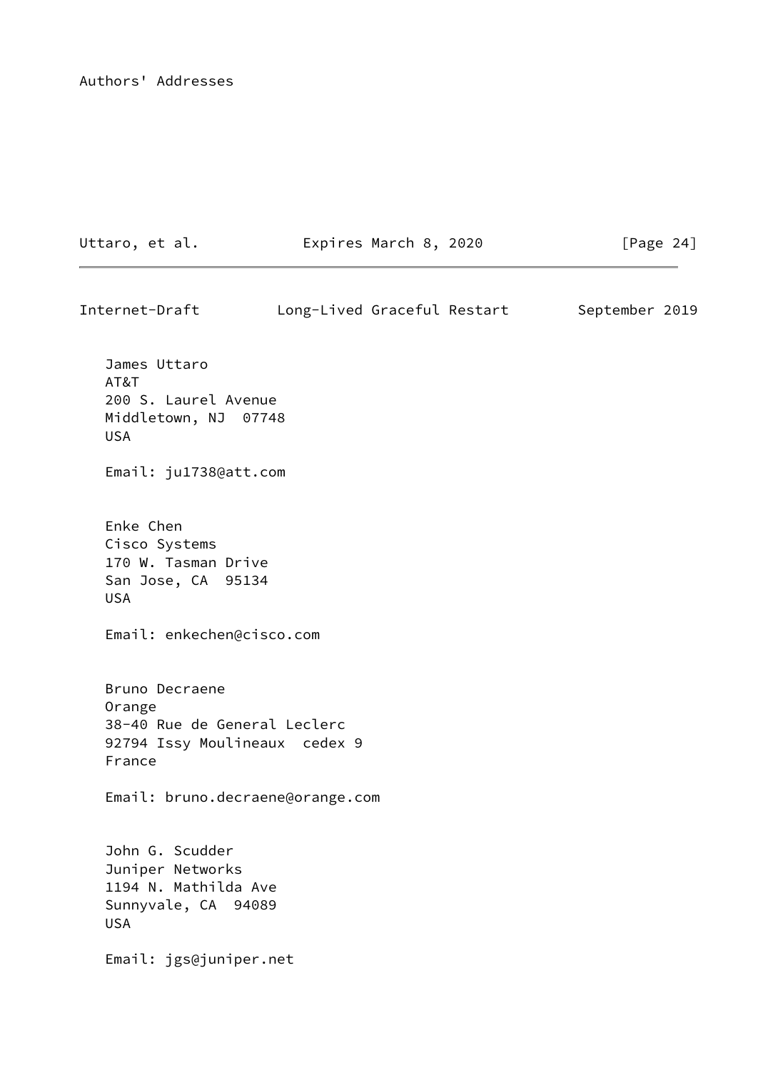# Authors' Addresses

James Uttaro
AT&T
200 S. Laurel Avenue
Middletown, NJ  07748
USA

Email: ju1738@att.com

Enke Chen
Cisco Systems
170 W. Tasman Drive
San Jose, CA  95134
USA

Email: enkechen@cisco.com

Bruno Decraene
Orange
38-40 Rue de General Leclerc
92794 Issy Moulineaux  cedex 9
France

Email: bruno.decraene@orange.com

John G. Scudder
Juniper Networks
1194 N. Mathilda Ave
Sunnyvale, CA  94089
USA

Email: jgs@juniper.net